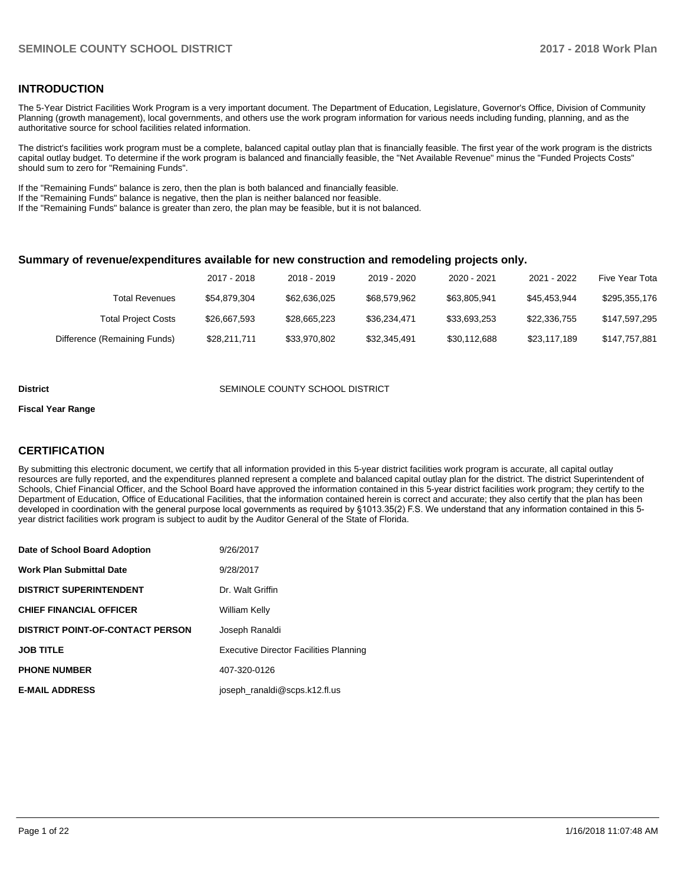## INTRODUCTION

The 5-Year District Facilities Work Program is a very important document. The Department of Education, Legislature, Governor's Office, Division of Community Planning (growth management), local governments, and others use the work program information for various needs including funding, planning, and as the authoritative source for school facilities related information.

The district's facilities work program must be a complete, balanced capital outlay plan that is financially feasible. The first year of the work program is the districts capital outlay budget. To determine if the work program is balanced and financially feasible, the "Net Available Revenue" minus the "Funded Projects Costs" should sum to zero for "Remaining Funds".

If the "Remaining Funds" balance is zero, then the plan is both balanced and financially feasible.
If the "Remaining Funds" balance is negative, then the plan is neither balanced nor feasible.
If the "Remaining Funds" balance is greater than zero, the plan may be feasible, but it is not balanced.

### Summary of revenue/expenditures available for new construction and remodeling projects only.

| | 2017 - 2018 | 2018 - 2019 | 2019 - 2020 | 2020 - 2021 | 2021 - 2022 | Five Year Tota |
|---|---|---|---|---|---|---|
| Total Revenues | $54,879,304 | $62,636,025 | $68,579,962 | $63,805,941 | $45,453,944 | $295,355,176 |
| Total Project Costs | $26,667,593 | $28,665,223 | $36,234,471 | $33,693,253 | $22,336,755 | $147,597,295 |
| Difference (Remaining Funds) | $28,211,711 | $33,970,802 | $32,345,491 | $30,112,688 | $23,117,189 | $147,757,881 |

**District** SEMINOLE COUNTY SCHOOL DISTRICT

**Fiscal Year Range**

## CERTIFICATION

By submitting this electronic document, we certify that all information provided in this 5-year district facilities work program is accurate, all capital outlay resources are fully reported, and the expenditures planned represent a complete and balanced capital outlay plan for the district. The district Superintendent of Schools, Chief Financial Officer, and the School Board have approved the information contained in this 5-year district facilities work program; they certify to the Department of Education, Office of Educational Facilities, that the information contained herein is correct and accurate; they also certify that the plan has been developed in coordination with the general purpose local governments as required by §1013.35(2) F.S. We understand that any information contained in this 5-year district facilities work program is subject to audit by the Auditor General of the State of Florida.

| | |
|---|---|
| **Date of School Board Adoption** | 9/26/2017 |
| **Work Plan Submittal Date** | 9/28/2017 |
| **DISTRICT SUPERINTENDENT** | Dr. Walt Griffin |
| **CHIEF FINANCIAL OFFICER** | William Kelly |
| **DISTRICT POINT-OF-CONTACT PERSON** | Joseph Ranaldi |
| **JOB TITLE** | Executive Director Facilities Planning |
| **PHONE NUMBER** | 407-320-0126 |
| **E-MAIL ADDRESS** | joseph_ranaldi@scps.k12.fl.us |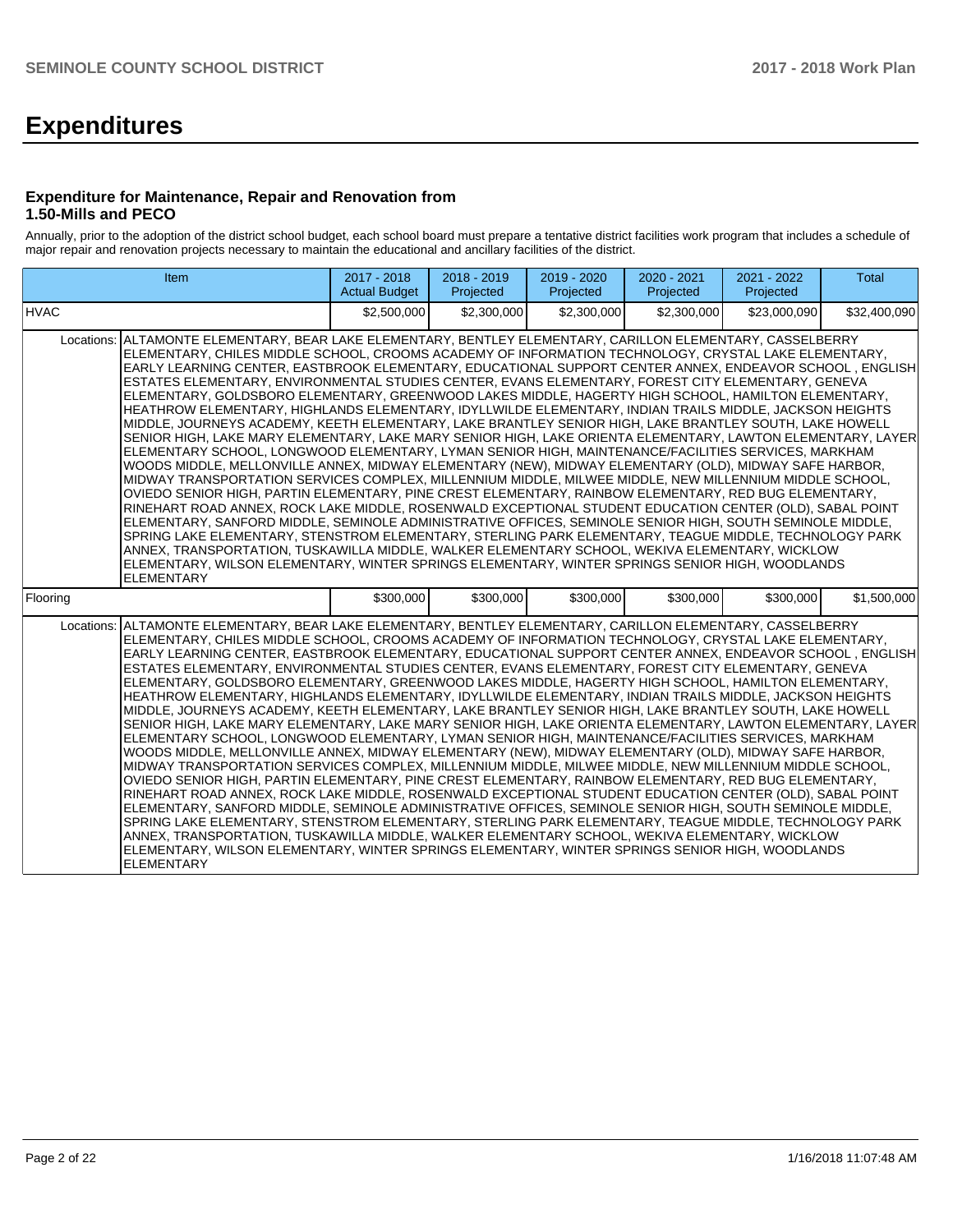# Expenditures

### Expenditure for Maintenance, Repair and Renovation from 1.50-Mills and PECO

Annually, prior to the adoption of the district school budget, each school board must prepare a tentative district facilities work program that includes a schedule of major repair and renovation projects necessary to maintain the educational and ancillary facilities of the district.

| Item | | 2017 - 2018 Actual Budget | 2018 - 2019 Projected | 2019 - 2020 Projected | 2020 - 2021 Projected | 2021 - 2022 Projected | Total |
|---|---|---|---|---|---|---|---|
| HVAC | | $2,500,000 | $2,300,000 | $2,300,000 | $2,300,000 | $23,000,090 | $32,400,090 |
| Locations: | ALTAMONTE ELEMENTARY, BEAR LAKE ELEMENTARY, BENTLEY ELEMENTARY, CARILLON ELEMENTARY, CASSELBERRY ELEMENTARY, CHILES MIDDLE SCHOOL, CROOMS ACADEMY OF INFORMATION TECHNOLOGY, CRYSTAL LAKE ELEMENTARY, EARLY LEARNING CENTER, EASTBROOK ELEMENTARY, EDUCATIONAL SUPPORT CENTER ANNEX, ENDEAVOR SCHOOL , ENGLISH ESTATES ELEMENTARY, ENVIRONMENTAL STUDIES CENTER, EVANS ELEMENTARY, FOREST CITY ELEMENTARY, GENEVA ELEMENTARY, GOLDSBORO ELEMENTARY, GREENWOOD LAKES MIDDLE, HAGERTY HIGH SCHOOL, HAMILTON ELEMENTARY, HEATHROW ELEMENTARY, HIGHLANDS ELEMENTARY, IDYLLWILDE ELEMENTARY, INDIAN TRAILS MIDDLE, JACKSON HEIGHTS MIDDLE, JOURNEYS ACADEMY, KEETH ELEMENTARY, LAKE BRANTLEY SENIOR HIGH, LAKE BRANTLEY SOUTH, LAKE HOWELL SENIOR HIGH, LAKE MARY ELEMENTARY, LAKE MARY SENIOR HIGH, LAKE ORIENTA ELEMENTARY, LAWTON ELEMENTARY, LAYER ELEMENTARY SCHOOL, LONGWOOD ELEMENTARY, LYMAN SENIOR HIGH, MAINTENANCE/FACILITIES SERVICES, MARKHAM WOODS MIDDLE, MELLONVILLE ANNEX, MIDWAY ELEMENTARY (NEW), MIDWAY ELEMENTARY (OLD), MIDWAY SAFE HARBOR, MIDWAY TRANSPORTATION SERVICES COMPLEX, MILLENNIUM MIDDLE, MILWEE MIDDLE, NEW MILLENNIUM MIDDLE SCHOOL, OVIEDO SENIOR HIGH, PARTIN ELEMENTARY, PINE CREST ELEMENTARY, RAINBOW ELEMENTARY, RED BUG ELEMENTARY, RINEHART ROAD ANNEX, ROCK LAKE MIDDLE, ROSENWALD EXCEPTIONAL STUDENT EDUCATION CENTER (OLD), SABAL POINT ELEMENTARY, SANFORD MIDDLE, SEMINOLE ADMINISTRATIVE OFFICES, SEMINOLE SENIOR HIGH, SOUTH SEMINOLE MIDDLE, SPRING LAKE ELEMENTARY, STENSTROM ELEMENTARY, STERLING PARK ELEMENTARY, TEAGUE MIDDLE, TECHNOLOGY PARK ANNEX, TRANSPORTATION, TUSKAWILLA MIDDLE, WALKER ELEMENTARY SCHOOL, WEKIVA ELEMENTARY, WICKLOW ELEMENTARY, WILSON ELEMENTARY, WINTER SPRINGS ELEMENTARY, WINTER SPRINGS SENIOR HIGH, WOODLANDS ELEMENTARY | | | | | | |
| Flooring | | $300,000 | $300,000 | $300,000 | $300,000 | $300,000 | $1,500,000 |
| Locations: | ALTAMONTE ELEMENTARY, BEAR LAKE ELEMENTARY, BENTLEY ELEMENTARY, CARILLON ELEMENTARY, CASSELBERRY ELEMENTARY, CHILES MIDDLE SCHOOL, CROOMS ACADEMY OF INFORMATION TECHNOLOGY, CRYSTAL LAKE ELEMENTARY, EARLY LEARNING CENTER, EASTBROOK ELEMENTARY, EDUCATIONAL SUPPORT CENTER ANNEX, ENDEAVOR SCHOOL , ENGLISH ESTATES ELEMENTARY, ENVIRONMENTAL STUDIES CENTER, EVANS ELEMENTARY, FOREST CITY ELEMENTARY, GENEVA ELEMENTARY, GOLDSBORO ELEMENTARY, GREENWOOD LAKES MIDDLE, HAGERTY HIGH SCHOOL, HAMILTON ELEMENTARY, HEATHROW ELEMENTARY, HIGHLANDS ELEMENTARY, IDYLLWILDE ELEMENTARY, INDIAN TRAILS MIDDLE, JACKSON HEIGHTS MIDDLE, JOURNEYS ACADEMY, KEETH ELEMENTARY, LAKE BRANTLEY SENIOR HIGH, LAKE BRANTLEY SOUTH, LAKE HOWELL SENIOR HIGH, LAKE MARY ELEMENTARY, LAKE MARY SENIOR HIGH, LAKE ORIENTA ELEMENTARY, LAWTON ELEMENTARY, LAYER ELEMENTARY SCHOOL, LONGWOOD ELEMENTARY, LYMAN SENIOR HIGH, MAINTENANCE/FACILITIES SERVICES, MARKHAM WOODS MIDDLE, MELLONVILLE ANNEX, MIDWAY ELEMENTARY (NEW), MIDWAY ELEMENTARY (OLD), MIDWAY SAFE HARBOR, MIDWAY TRANSPORTATION SERVICES COMPLEX, MILLENNIUM MIDDLE, MILWEE MIDDLE, NEW MILLENNIUM MIDDLE SCHOOL, OVIEDO SENIOR HIGH, PARTIN ELEMENTARY, PINE CREST ELEMENTARY, RAINBOW ELEMENTARY, RED BUG ELEMENTARY, RINEHART ROAD ANNEX, ROCK LAKE MIDDLE, ROSENWALD EXCEPTIONAL STUDENT EDUCATION CENTER (OLD), SABAL POINT ELEMENTARY, SANFORD MIDDLE, SEMINOLE ADMINISTRATIVE OFFICES, SEMINOLE SENIOR HIGH, SOUTH SEMINOLE MIDDLE, SPRING LAKE ELEMENTARY, STENSTROM ELEMENTARY, STERLING PARK ELEMENTARY, TEAGUE MIDDLE, TECHNOLOGY PARK ANNEX, TRANSPORTATION, TUSKAWILLA MIDDLE, WALKER ELEMENTARY SCHOOL, WEKIVA ELEMENTARY, WICKLOW ELEMENTARY, WILSON ELEMENTARY, WINTER SPRINGS ELEMENTARY, WINTER SPRINGS SENIOR HIGH, WOODLANDS ELEMENTARY | | | | | | |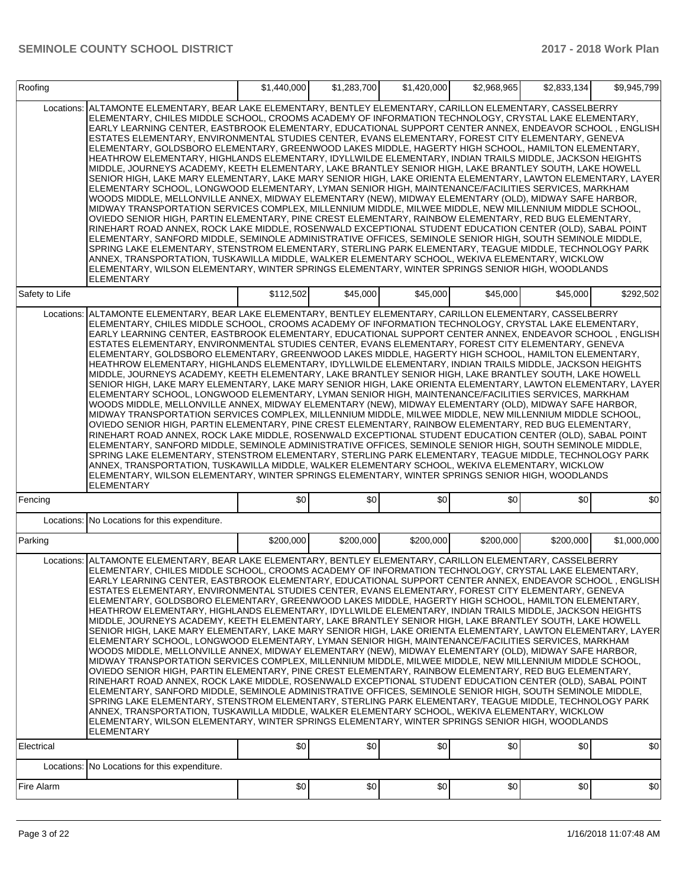| Roofing | | $1,440,000 | $1,283,700 | $1,420,000 | $2,968,965 | $2,833,134 | $9,945,799 |
|---|---|---|---|---|---|---|---|
| Locations: | ALTAMONTE ELEMENTARY, BEAR LAKE ELEMENTARY, BENTLEY ELEMENTARY, CARILLON ELEMENTARY, CASSELBERRY ELEMENTARY, CHILES MIDDLE SCHOOL, CROOMS ACADEMY OF INFORMATION TECHNOLOGY, CRYSTAL LAKE ELEMENTARY, EARLY LEARNING CENTER, EASTBROOK ELEMENTARY, EDUCATIONAL SUPPORT CENTER ANNEX, ENDEAVOR SCHOOL , ENGLISH ESTATES ELEMENTARY, ENVIRONMENTAL STUDIES CENTER, EVANS ELEMENTARY, FOREST CITY ELEMENTARY, GENEVA ELEMENTARY, GOLDSBORO ELEMENTARY, GREENWOOD LAKES MIDDLE, HAGERTY HIGH SCHOOL, HAMILTON ELEMENTARY, HEATHROW ELEMENTARY, HIGHLANDS ELEMENTARY, IDYLLWILDE ELEMENTARY, INDIAN TRAILS MIDDLE, JACKSON HEIGHTS MIDDLE, JOURNEYS ACADEMY, KEETH ELEMENTARY, LAKE BRANTLEY SENIOR HIGH, LAKE BRANTLEY SOUTH, LAKE HOWELL SENIOR HIGH, LAKE MARY ELEMENTARY, LAKE MARY SENIOR HIGH, LAKE ORIENTA ELEMENTARY, LAWTON ELEMENTARY, LAYER ELEMENTARY SCHOOL, LONGWOOD ELEMENTARY, LYMAN SENIOR HIGH, MAINTENANCE/FACILITIES SERVICES, MARKHAM WOODS MIDDLE, MELLONVILLE ANNEX, MIDWAY ELEMENTARY (NEW), MIDWAY ELEMENTARY (OLD), MIDWAY SAFE HARBOR, MIDWAY TRANSPORTATION SERVICES COMPLEX, MILLENNIUM MIDDLE, MILWEE MIDDLE, NEW MILLENNIUM MIDDLE SCHOOL, OVIEDO SENIOR HIGH, PARTIN ELEMENTARY, PINE CREST ELEMENTARY, RAINBOW ELEMENTARY, RED BUG ELEMENTARY, RINEHART ROAD ANNEX, ROCK LAKE MIDDLE, ROSENWALD EXCEPTIONAL STUDENT EDUCATION CENTER (OLD), SABAL POINT ELEMENTARY, SANFORD MIDDLE, SEMINOLE ADMINISTRATIVE OFFICES, SEMINOLE SENIOR HIGH, SOUTH SEMINOLE MIDDLE, SPRING LAKE ELEMENTARY, STENSTROM ELEMENTARY, STERLING PARK ELEMENTARY, TEAGUE MIDDLE, TECHNOLOGY PARK ANNEX, TRANSPORTATION, TUSKAWILLA MIDDLE, WALKER ELEMENTARY SCHOOL, WEKIVA ELEMENTARY, WICKLOW ELEMENTARY, WILSON ELEMENTARY, WINTER SPRINGS ELEMENTARY, WINTER SPRINGS SENIOR HIGH, WOODLANDS ELEMENTARY | | | | | | |
| Safety to Life | | $112,502 | $45,000 | $45,000 | $45,000 | $45,000 | $292,502 |
| Locations: | ALTAMONTE ELEMENTARY, BEAR LAKE ELEMENTARY, BENTLEY ELEMENTARY, CARILLON ELEMENTARY, CASSELBERRY ELEMENTARY, CHILES MIDDLE SCHOOL, CROOMS ACADEMY OF INFORMATION TECHNOLOGY, CRYSTAL LAKE ELEMENTARY, EARLY LEARNING CENTER, EASTBROOK ELEMENTARY, EDUCATIONAL SUPPORT CENTER ANNEX, ENDEAVOR SCHOOL , ENGLISH ESTATES ELEMENTARY, ENVIRONMENTAL STUDIES CENTER, EVANS ELEMENTARY, FOREST CITY ELEMENTARY, GENEVA ELEMENTARY, GOLDSBORO ELEMENTARY, GREENWOOD LAKES MIDDLE, HAGERTY HIGH SCHOOL, HAMILTON ELEMENTARY, HEATHROW ELEMENTARY, HIGHLANDS ELEMENTARY, IDYLLWILDE ELEMENTARY, INDIAN TRAILS MIDDLE, JACKSON HEIGHTS MIDDLE, JOURNEYS ACADEMY, KEETH ELEMENTARY, LAKE BRANTLEY SENIOR HIGH, LAKE BRANTLEY SOUTH, LAKE HOWELL SENIOR HIGH, LAKE MARY ELEMENTARY, LAKE MARY SENIOR HIGH, LAKE ORIENTA ELEMENTARY, LAWTON ELEMENTARY, LAYER ELEMENTARY SCHOOL, LONGWOOD ELEMENTARY, LYMAN SENIOR HIGH, MAINTENANCE/FACILITIES SERVICES, MARKHAM WOODS MIDDLE, MELLONVILLE ANNEX, MIDWAY ELEMENTARY (NEW), MIDWAY ELEMENTARY (OLD), MIDWAY SAFE HARBOR, MIDWAY TRANSPORTATION SERVICES COMPLEX, MILLENNIUM MIDDLE, MILWEE MIDDLE, NEW MILLENNIUM MIDDLE SCHOOL, OVIEDO SENIOR HIGH, PARTIN ELEMENTARY, PINE CREST ELEMENTARY, RAINBOW ELEMENTARY, RED BUG ELEMENTARY, RINEHART ROAD ANNEX, ROCK LAKE MIDDLE, ROSENWALD EXCEPTIONAL STUDENT EDUCATION CENTER (OLD), SABAL POINT ELEMENTARY, SANFORD MIDDLE, SEMINOLE ADMINISTRATIVE OFFICES, SEMINOLE SENIOR HIGH, SOUTH SEMINOLE MIDDLE, SPRING LAKE ELEMENTARY, STENSTROM ELEMENTARY, STERLING PARK ELEMENTARY, TEAGUE MIDDLE, TECHNOLOGY PARK ANNEX, TRANSPORTATION, TUSKAWILLA MIDDLE, WALKER ELEMENTARY SCHOOL, WEKIVA ELEMENTARY, WICKLOW ELEMENTARY, WILSON ELEMENTARY, WINTER SPRINGS ELEMENTARY, WINTER SPRINGS SENIOR HIGH, WOODLANDS ELEMENTARY | | | | | | |
| Fencing | | $0 | $0 | $0 | $0 | $0 | $0 |
| Locations: | No Locations for this expenditure. | | | | | | |
| Parking | | $200,000 | $200,000 | $200,000 | $200,000 | $200,000 | $1,000,000 |
| Locations: | ALTAMONTE ELEMENTARY, BEAR LAKE ELEMENTARY, BENTLEY ELEMENTARY, CARILLON ELEMENTARY, CASSELBERRY ELEMENTARY, CHILES MIDDLE SCHOOL, CROOMS ACADEMY OF INFORMATION TECHNOLOGY, CRYSTAL LAKE ELEMENTARY, EARLY LEARNING CENTER, EASTBROOK ELEMENTARY, EDUCATIONAL SUPPORT CENTER ANNEX, ENDEAVOR SCHOOL , ENGLISH ESTATES ELEMENTARY, ENVIRONMENTAL STUDIES CENTER, EVANS ELEMENTARY, FOREST CITY ELEMENTARY, GENEVA ELEMENTARY, GOLDSBORO ELEMENTARY, GREENWOOD LAKES MIDDLE, HAGERTY HIGH SCHOOL, HAMILTON ELEMENTARY, HEATHROW ELEMENTARY, HIGHLANDS ELEMENTARY, IDYLLWILDE ELEMENTARY, INDIAN TRAILS MIDDLE, JACKSON HEIGHTS MIDDLE, JOURNEYS ACADEMY, KEETH ELEMENTARY, LAKE BRANTLEY SENIOR HIGH, LAKE BRANTLEY SOUTH, LAKE HOWELL SENIOR HIGH, LAKE MARY ELEMENTARY, LAKE MARY SENIOR HIGH, LAKE ORIENTA ELEMENTARY, LAWTON ELEMENTARY, LAYER ELEMENTARY SCHOOL, LONGWOOD ELEMENTARY, LYMAN SENIOR HIGH, MAINTENANCE/FACILITIES SERVICES, MARKHAM WOODS MIDDLE, MELLONVILLE ANNEX, MIDWAY ELEMENTARY (NEW), MIDWAY ELEMENTARY (OLD), MIDWAY SAFE HARBOR, MIDWAY TRANSPORTATION SERVICES COMPLEX, MILLENNIUM MIDDLE, MILWEE MIDDLE, NEW MILLENNIUM MIDDLE SCHOOL, OVIEDO SENIOR HIGH, PARTIN ELEMENTARY, PINE CREST ELEMENTARY, RAINBOW ELEMENTARY, RED BUG ELEMENTARY, RINEHART ROAD ANNEX, ROCK LAKE MIDDLE, ROSENWALD EXCEPTIONAL STUDENT EDUCATION CENTER (OLD), SABAL POINT ELEMENTARY, SANFORD MIDDLE, SEMINOLE ADMINISTRATIVE OFFICES, SEMINOLE SENIOR HIGH, SOUTH SEMINOLE MIDDLE, SPRING LAKE ELEMENTARY, STENSTROM ELEMENTARY, STERLING PARK ELEMENTARY, TEAGUE MIDDLE, TECHNOLOGY PARK ANNEX, TRANSPORTATION, TUSKAWILLA MIDDLE, WALKER ELEMENTARY SCHOOL, WEKIVA ELEMENTARY, WICKLOW ELEMENTARY, WILSON ELEMENTARY, WINTER SPRINGS ELEMENTARY, WINTER SPRINGS SENIOR HIGH, WOODLANDS ELEMENTARY | | | | | | |
| Electrical | | $0 | $0 | $0 | $0 | $0 | $0 |
| Locations: | No Locations for this expenditure. | | | | | | |
| Fire Alarm | | $0 | $0 | $0 | $0 | $0 | $0 |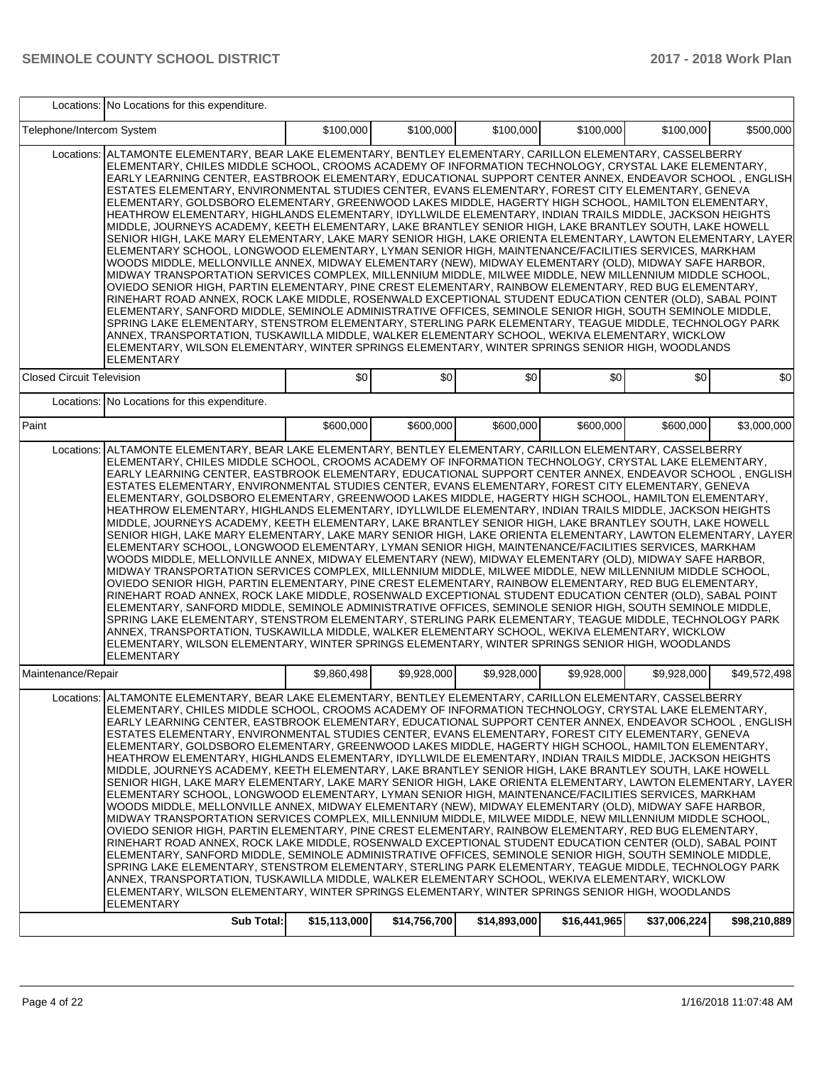| | | | | | | |
|---|---|---|---|---|---|---|
| Locations: | No Locations for this expenditure. | | | | | |
| Telephone/Intercom System | $100,000 | $100,000 | $100,000 | $100,000 | $100,000 | $500,000 |
| Locations: | ALTAMONTE ELEMENTARY, BEAR LAKE ELEMENTARY, BENTLEY ELEMENTARY, CARILLON ELEMENTARY, CASSELBERRY ELEMENTARY, CHILES MIDDLE SCHOOL, CROOMS ACADEMY OF INFORMATION TECHNOLOGY, CRYSTAL LAKE ELEMENTARY, EARLY LEARNING CENTER, EASTBROOK ELEMENTARY, EDUCATIONAL SUPPORT CENTER ANNEX, ENDEAVOR SCHOOL , ENGLISH ESTATES ELEMENTARY, ENVIRONMENTAL STUDIES CENTER, EVANS ELEMENTARY, FOREST CITY ELEMENTARY, GENEVA ELEMENTARY, GOLDSBORO ELEMENTARY, GREENWOOD LAKES MIDDLE, HAGERTY HIGH SCHOOL, HAMILTON ELEMENTARY, HEATHROW ELEMENTARY, HIGHLANDS ELEMENTARY, IDYLLWILDE ELEMENTARY, INDIAN TRAILS MIDDLE, JACKSON HEIGHTS MIDDLE, JOURNEYS ACADEMY, KEETH ELEMENTARY, LAKE BRANTLEY SENIOR HIGH, LAKE BRANTLEY SOUTH, LAKE HOWELL SENIOR HIGH, LAKE MARY ELEMENTARY, LAKE MARY SENIOR HIGH, LAKE ORIENTA ELEMENTARY, LAWTON ELEMENTARY, LAYER ELEMENTARY SCHOOL, LONGWOOD ELEMENTARY, LYMAN SENIOR HIGH, MAINTENANCE/FACILITIES SERVICES, MARKHAM WOODS MIDDLE, MELLONVILLE ANNEX, MIDWAY ELEMENTARY (NEW), MIDWAY ELEMENTARY (OLD), MIDWAY SAFE HARBOR, MIDWAY TRANSPORTATION SERVICES COMPLEX, MILLENNIUM MIDDLE, MILWEE MIDDLE, NEW MILLENNIUM MIDDLE SCHOOL, OVIEDO SENIOR HIGH, PARTIN ELEMENTARY, PINE CREST ELEMENTARY, RAINBOW ELEMENTARY, RED BUG ELEMENTARY, RINEHART ROAD ANNEX, ROCK LAKE MIDDLE, ROSENWALD EXCEPTIONAL STUDENT EDUCATION CENTER (OLD), SABAL POINT ELEMENTARY, SANFORD MIDDLE, SEMINOLE ADMINISTRATIVE OFFICES, SEMINOLE SENIOR HIGH, SOUTH SEMINOLE MIDDLE, SPRING LAKE ELEMENTARY, STENSTROM ELEMENTARY, STERLING PARK ELEMENTARY, TEAGUE MIDDLE, TECHNOLOGY PARK ANNEX, TRANSPORTATION, TUSKAWILLA MIDDLE, WALKER ELEMENTARY SCHOOL, WEKIVA ELEMENTARY, WICKLOW ELEMENTARY, WILSON ELEMENTARY, WINTER SPRINGS ELEMENTARY, WINTER SPRINGS SENIOR HIGH, WOODLANDS ELEMENTARY | | | | | |
| Closed Circuit Television | $0 | $0 | $0 | $0 | $0 | $0 |
| Locations: | No Locations for this expenditure. | | | | | |
| Paint | $600,000 | $600,000 | $600,000 | $600,000 | $600,000 | $3,000,000 |
| Locations: | ALTAMONTE ELEMENTARY, BEAR LAKE ELEMENTARY, BENTLEY ELEMENTARY, CARILLON ELEMENTARY, CASSELBERRY ELEMENTARY, CHILES MIDDLE SCHOOL, CROOMS ACADEMY OF INFORMATION TECHNOLOGY, CRYSTAL LAKE ELEMENTARY, EARLY LEARNING CENTER, EASTBROOK ELEMENTARY, EDUCATIONAL SUPPORT CENTER ANNEX, ENDEAVOR SCHOOL , ENGLISH ESTATES ELEMENTARY, ENVIRONMENTAL STUDIES CENTER, EVANS ELEMENTARY, FOREST CITY ELEMENTARY, GENEVA ELEMENTARY, GOLDSBORO ELEMENTARY, GREENWOOD LAKES MIDDLE, HAGERTY HIGH SCHOOL, HAMILTON ELEMENTARY, HEATHROW ELEMENTARY, HIGHLANDS ELEMENTARY, IDYLLWILDE ELEMENTARY, INDIAN TRAILS MIDDLE, JACKSON HEIGHTS MIDDLE, JOURNEYS ACADEMY, KEETH ELEMENTARY, LAKE BRANTLEY SENIOR HIGH, LAKE BRANTLEY SOUTH, LAKE HOWELL SENIOR HIGH, LAKE MARY ELEMENTARY, LAKE MARY SENIOR HIGH, LAKE ORIENTA ELEMENTARY, LAWTON ELEMENTARY, LAYER ELEMENTARY SCHOOL, LONGWOOD ELEMENTARY, LYMAN SENIOR HIGH, MAINTENANCE/FACILITIES SERVICES, MARKHAM WOODS MIDDLE, MELLONVILLE ANNEX, MIDWAY ELEMENTARY (NEW), MIDWAY ELEMENTARY (OLD), MIDWAY SAFE HARBOR, MIDWAY TRANSPORTATION SERVICES COMPLEX, MILLENNIUM MIDDLE, MILWEE MIDDLE, NEW MILLENNIUM MIDDLE SCHOOL, OVIEDO SENIOR HIGH, PARTIN ELEMENTARY, PINE CREST ELEMENTARY, RAINBOW ELEMENTARY, RED BUG ELEMENTARY, RINEHART ROAD ANNEX, ROCK LAKE MIDDLE, ROSENWALD EXCEPTIONAL STUDENT EDUCATION CENTER (OLD), SABAL POINT ELEMENTARY, SANFORD MIDDLE, SEMINOLE ADMINISTRATIVE OFFICES, SEMINOLE SENIOR HIGH, SOUTH SEMINOLE MIDDLE, SPRING LAKE ELEMENTARY, STENSTROM ELEMENTARY, STERLING PARK ELEMENTARY, TEAGUE MIDDLE, TECHNOLOGY PARK ANNEX, TRANSPORTATION, TUSKAWILLA MIDDLE, WALKER ELEMENTARY SCHOOL, WEKIVA ELEMENTARY, WICKLOW ELEMENTARY, WILSON ELEMENTARY, WINTER SPRINGS ELEMENTARY, WINTER SPRINGS SENIOR HIGH, WOODLANDS ELEMENTARY | | | | | |
| Maintenance/Repair | $9,860,498 | $9,928,000 | $9,928,000 | $9,928,000 | $9,928,000 | $49,572,498 |
| Locations: | ALTAMONTE ELEMENTARY, BEAR LAKE ELEMENTARY, BENTLEY ELEMENTARY, CARILLON ELEMENTARY, CASSELBERRY ELEMENTARY, CHILES MIDDLE SCHOOL, CROOMS ACADEMY OF INFORMATION TECHNOLOGY, CRYSTAL LAKE ELEMENTARY, EARLY LEARNING CENTER, EASTBROOK ELEMENTARY, EDUCATIONAL SUPPORT CENTER ANNEX, ENDEAVOR SCHOOL , ENGLISH ESTATES ELEMENTARY, ENVIRONMENTAL STUDIES CENTER, EVANS ELEMENTARY, FOREST CITY ELEMENTARY, GENEVA ELEMENTARY, GOLDSBORO ELEMENTARY, GREENWOOD LAKES MIDDLE, HAGERTY HIGH SCHOOL, HAMILTON ELEMENTARY, HEATHROW ELEMENTARY, HIGHLANDS ELEMENTARY, IDYLLWILDE ELEMENTARY, INDIAN TRAILS MIDDLE, JACKSON HEIGHTS MIDDLE, JOURNEYS ACADEMY, KEETH ELEMENTARY, LAKE BRANTLEY SENIOR HIGH, LAKE BRANTLEY SOUTH, LAKE HOWELL SENIOR HIGH, LAKE MARY ELEMENTARY, LAKE MARY SENIOR HIGH, LAKE ORIENTA ELEMENTARY, LAWTON ELEMENTARY, LAYER ELEMENTARY SCHOOL, LONGWOOD ELEMENTARY, LYMAN SENIOR HIGH, MAINTENANCE/FACILITIES SERVICES, MARKHAM WOODS MIDDLE, MELLONVILLE ANNEX, MIDWAY ELEMENTARY (NEW), MIDWAY ELEMENTARY (OLD), MIDWAY SAFE HARBOR, MIDWAY TRANSPORTATION SERVICES COMPLEX, MILLENNIUM MIDDLE, MILWEE MIDDLE, NEW MILLENNIUM MIDDLE SCHOOL, OVIEDO SENIOR HIGH, PARTIN ELEMENTARY, PINE CREST ELEMENTARY, RAINBOW ELEMENTARY, RED BUG ELEMENTARY, RINEHART ROAD ANNEX, ROCK LAKE MIDDLE, ROSENWALD EXCEPTIONAL STUDENT EDUCATION CENTER (OLD), SABAL POINT ELEMENTARY, SANFORD MIDDLE, SEMINOLE ADMINISTRATIVE OFFICES, SEMINOLE SENIOR HIGH, SOUTH SEMINOLE MIDDLE, SPRING LAKE ELEMENTARY, STENSTROM ELEMENTARY, STERLING PARK ELEMENTARY, TEAGUE MIDDLE, TECHNOLOGY PARK ANNEX, TRANSPORTATION, TUSKAWILLA MIDDLE, WALKER ELEMENTARY SCHOOL, WEKIVA ELEMENTARY, WICKLOW ELEMENTARY, WILSON ELEMENTARY, WINTER SPRINGS ELEMENTARY, WINTER SPRINGS SENIOR HIGH, WOODLANDS ELEMENTARY | | | | | |
| **Sub Total:** | **$15,113,000** | **$14,756,700** | **$14,893,000** | **$16,441,965** | **$37,006,224** | **$98,210,889** |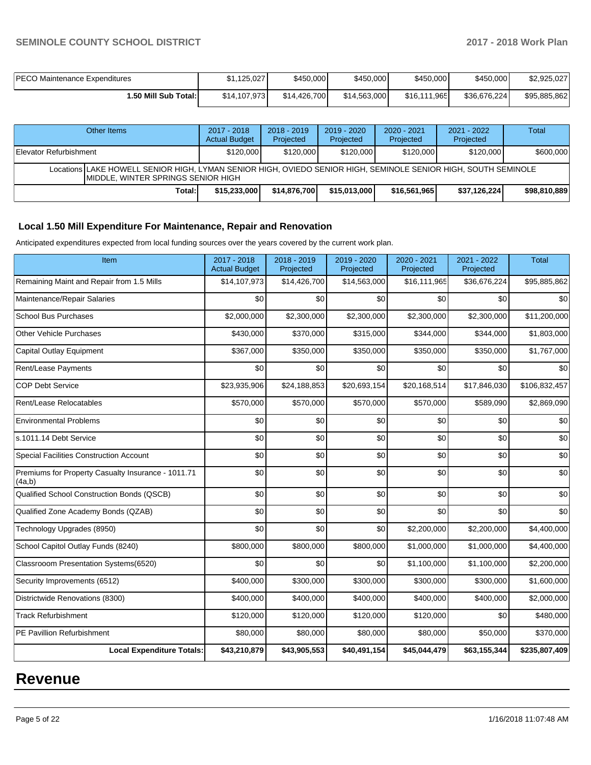| PECO Maintenance Expenditures | $1,125,027 | $450,000 | $450,000 | $450,000 | $450,000 | $2,925,027 |
|---|---|---|---|---|---|---|
| **1.50 Mill Sub Total:** | $14,107,973 | $14,426,700 | $14,563,000 | $16,111,965 | $36,676,224 | $95,885,862 |

| Other Items | 2017 - 2018 Actual Budget | 2018 - 2019 Projected | 2019 - 2020 Projected | 2020 - 2021 Projected | 2021 - 2022 Projected | Total |
|---|---|---|---|---|---|---|
| Elevator Refurbishment | $120,000 | $120,000 | $120,000 | $120,000 | $120,000 | $600,000 |
| Locations LAKE HOWELL SENIOR HIGH, LYMAN SENIOR HIGH, OVIEDO SENIOR HIGH, SEMINOLE SENIOR HIGH, SOUTH SEMINOLE MIDDLE, WINTER SPRINGS SENIOR HIGH | | | | | | |
| **Total:** | **$15,233,000** | **$14,876,700** | **$15,013,000** | **$16,561,965** | **$37,126,224** | **$98,810,889** |

## Local 1.50 Mill Expenditure For Maintenance, Repair and Renovation

Anticipated expenditures expected from local funding sources over the years covered by the current work plan.

| Item | 2017 - 2018 Actual Budget | 2018 - 2019 Projected | 2019 - 2020 Projected | 2020 - 2021 Projected | 2021 - 2022 Projected | Total |
|---|---|---|---|---|---|---|
| Remaining Maint and Repair from 1.5 Mills | $14,107,973 | $14,426,700 | $14,563,000 | $16,111,965 | $36,676,224 | $95,885,862 |
| Maintenance/Repair Salaries | $0 | $0 | $0 | $0 | $0 | $0 |
| School Bus Purchases | $2,000,000 | $2,300,000 | $2,300,000 | $2,300,000 | $2,300,000 | $11,200,000 |
| Other Vehicle Purchases | $430,000 | $370,000 | $315,000 | $344,000 | $344,000 | $1,803,000 |
| Capital Outlay Equipment | $367,000 | $350,000 | $350,000 | $350,000 | $350,000 | $1,767,000 |
| Rent/Lease Payments | $0 | $0 | $0 | $0 | $0 | $0 |
| COP Debt Service | $23,935,906 | $24,188,853 | $20,693,154 | $20,168,514 | $17,846,030 | $106,832,457 |
| Rent/Lease Relocatables | $570,000 | $570,000 | $570,000 | $570,000 | $589,090 | $2,869,090 |
| Environmental Problems | $0 | $0 | $0 | $0 | $0 | $0 |
| s.1011.14 Debt Service | $0 | $0 | $0 | $0 | $0 | $0 |
| Special Facilities Construction Account | $0 | $0 | $0 | $0 | $0 | $0 |
| Premiums for Property Casualty Insurance - 1011.71 (4a,b) | $0 | $0 | $0 | $0 | $0 | $0 |
| Qualified School Construction Bonds (QSCB) | $0 | $0 | $0 | $0 | $0 | $0 |
| Qualified Zone Academy Bonds (QZAB) | $0 | $0 | $0 | $0 | $0 | $0 |
| Technology Upgrades (8950) | $0 | $0 | $0 | $2,200,000 | $2,200,000 | $4,400,000 |
| School Capitol Outlay Funds (8240) | $800,000 | $800,000 | $800,000 | $1,000,000 | $1,000,000 | $4,400,000 |
| Classrooom Presentation Systems(6520) | $0 | $0 | $0 | $1,100,000 | $1,100,000 | $2,200,000 |
| Security Improvements (6512) | $400,000 | $300,000 | $300,000 | $300,000 | $300,000 | $1,600,000 |
| Districtwide Renovations (8300) | $400,000 | $400,000 | $400,000 | $400,000 | $400,000 | $2,000,000 |
| Track Refurbishment | $120,000 | $120,000 | $120,000 | $120,000 | $0 | $480,000 |
| PE Pavillion Refurbishment | $80,000 | $80,000 | $80,000 | $80,000 | $50,000 | $370,000 |
| **Local Expenditure Totals:** | **$43,210,879** | **$43,905,553** | **$40,491,154** | **$45,044,479** | **$63,155,344** | **$235,807,409** |

# Revenue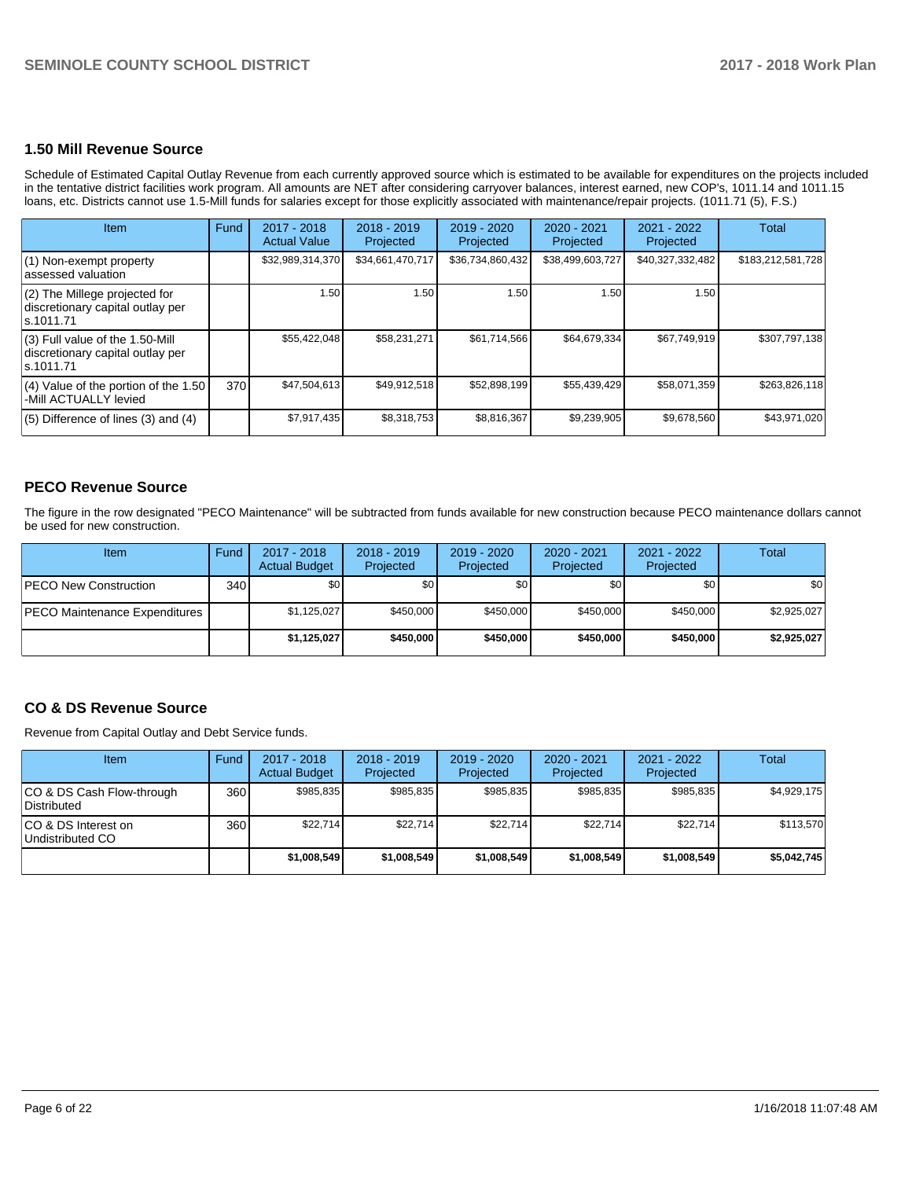## 1.50 Mill Revenue Source

Schedule of Estimated Capital Outlay Revenue from each currently approved source which is estimated to be available for expenditures on the projects included in the tentative district facilities work program. All amounts are NET after considering carryover balances, interest earned, new COP's, 1011.14 and 1011.15 loans, etc. Districts cannot use 1.5-Mill funds for salaries except for those explicitly associated with maintenance/repair projects. (1011.71 (5), F.S.)

| Item | Fund | 2017 - 2018 Actual Value | 2018 - 2019 Projected | 2019 - 2020 Projected | 2020 - 2021 Projected | 2021 - 2022 Projected | Total |
|---|---|---|---|---|---|---|---|
| (1) Non-exempt property assessed valuation | | $32,989,314,370 | $34,661,470,717 | $36,734,860,432 | $38,499,603,727 | $40,327,332,482 | $183,212,581,728 |
| (2) The Millege projected for discretionary capital outlay per s.1011.71 | | 1.50 | 1.50 | 1.50 | 1.50 | 1.50 | |
| (3) Full value of the 1.50-Mill discretionary capital outlay per s.1011.71 | | $55,422,048 | $58,231,271 | $61,714,566 | $64,679,334 | $67,749,919 | $307,797,138 |
| (4) Value of the portion of the 1.50 -Mill ACTUALLY levied | 370 | $47,504,613 | $49,912,518 | $52,898,199 | $55,439,429 | $58,071,359 | $263,826,118 |
| (5) Difference of lines (3) and (4) | | $7,917,435 | $8,318,753 | $8,816,367 | $9,239,905 | $9,678,560 | $43,971,020 |

## PECO Revenue Source

The figure in the row designated "PECO Maintenance" will be subtracted from funds available for new construction because PECO maintenance dollars cannot be used for new construction.

| Item | Fund | 2017 - 2018 Actual Budget | 2018 - 2019 Projected | 2019 - 2020 Projected | 2020 - 2021 Projected | 2021 - 2022 Projected | Total |
|---|---|---|---|---|---|---|---|
| PECO New Construction | 340 | $0 | $0 | $0 | $0 | $0 | $0 |
| PECO Maintenance Expenditures | | $1,125,027 | $450,000 | $450,000 | $450,000 | $450,000 | $2,925,027 |
| | | **$1,125,027** | **$450,000** | **$450,000** | **$450,000** | **$450,000** | **$2,925,027** |

## CO & DS Revenue Source

Revenue from Capital Outlay and Debt Service funds.

| Item | Fund | 2017 - 2018 Actual Budget | 2018 - 2019 Projected | 2019 - 2020 Projected | 2020 - 2021 Projected | 2021 - 2022 Projected | Total |
|---|---|---|---|---|---|---|---|
| CO & DS Cash Flow-through Distributed | 360 | $985,835 | $985,835 | $985,835 | $985,835 | $985,835 | $4,929,175 |
| CO & DS Interest on Undistributed CO | 360 | $22,714 | $22,714 | $22,714 | $22,714 | $22,714 | $113,570 |
| | | **$1,008,549** | **$1,008,549** | **$1,008,549** | **$1,008,549** | **$1,008,549** | **$5,042,745** |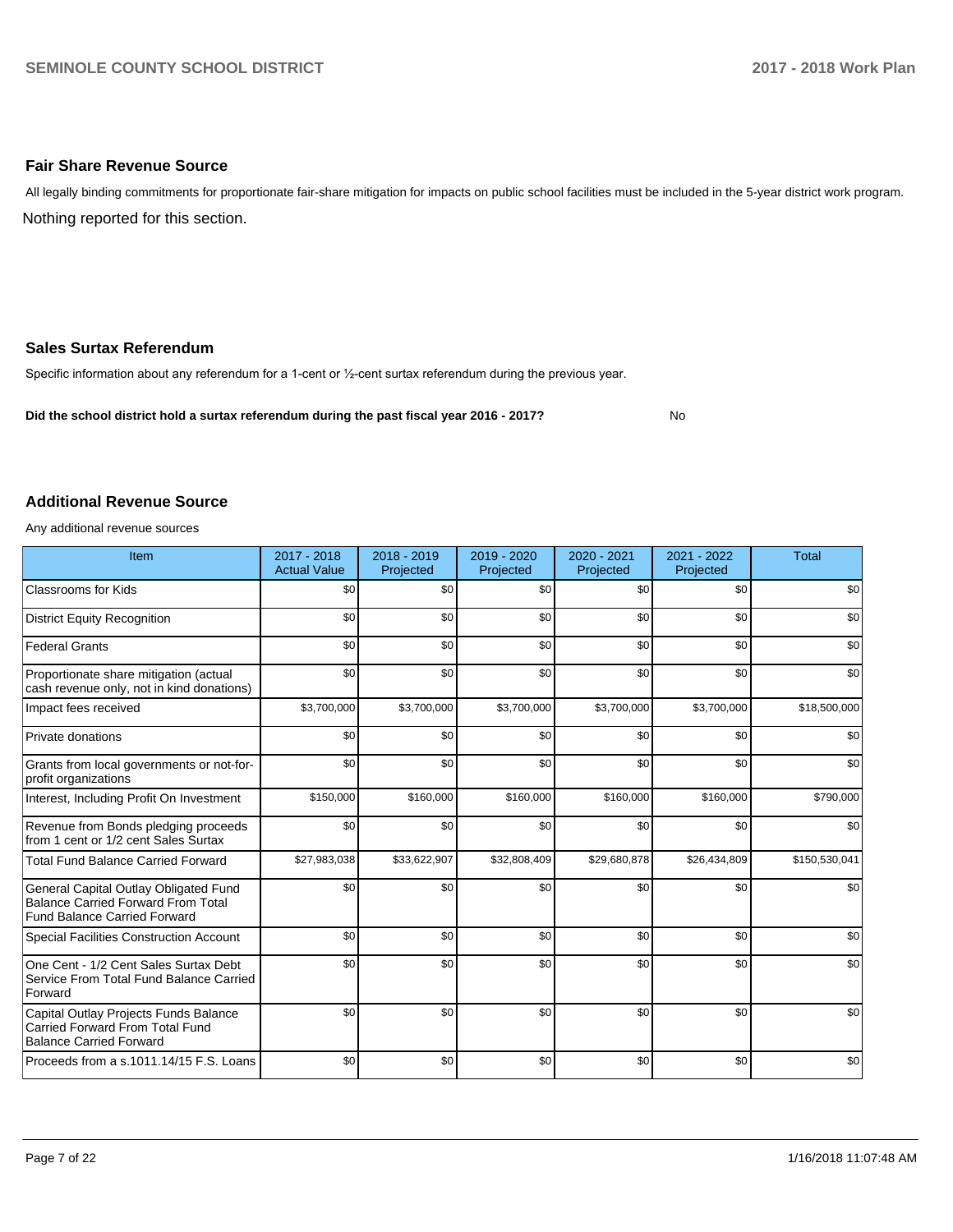## Fair Share Revenue Source

All legally binding commitments for proportionate fair-share mitigation for impacts on public school facilities must be included in the 5-year district work program.

Nothing reported for this section.

## Sales Surtax Referendum

Specific information about any referendum for a 1-cent or ½-cent surtax referendum during the previous year.

**Did the school district hold a surtax referendum during the past fiscal year 2016 - 2017?** No

## Additional Revenue Source

Any additional revenue sources

| Item | 2017 - 2018 Actual Value | 2018 - 2019 Projected | 2019 - 2020 Projected | 2020 - 2021 Projected | 2021 - 2022 Projected | Total |
|---|---|---|---|---|---|---|
| Classrooms for Kids | $0 | $0 | $0 | $0 | $0 | $0 |
| District Equity Recognition | $0 | $0 | $0 | $0 | $0 | $0 |
| Federal Grants | $0 | $0 | $0 | $0 | $0 | $0 |
| Proportionate share mitigation (actual cash revenue only, not in kind donations) | $0 | $0 | $0 | $0 | $0 | $0 |
| Impact fees received | $3,700,000 | $3,700,000 | $3,700,000 | $3,700,000 | $3,700,000 | $18,500,000 |
| Private donations | $0 | $0 | $0 | $0 | $0 | $0 |
| Grants from local governments or not-for-profit organizations | $0 | $0 | $0 | $0 | $0 | $0 |
| Interest, Including Profit On Investment | $150,000 | $160,000 | $160,000 | $160,000 | $160,000 | $790,000 |
| Revenue from Bonds pledging proceeds from 1 cent or 1/2 cent Sales Surtax | $0 | $0 | $0 | $0 | $0 | $0 |
| Total Fund Balance Carried Forward | $27,983,038 | $33,622,907 | $32,808,409 | $29,680,878 | $26,434,809 | $150,530,041 |
| General Capital Outlay Obligated Fund Balance Carried Forward From Total Fund Balance Carried Forward | $0 | $0 | $0 | $0 | $0 | $0 |
| Special Facilities Construction Account | $0 | $0 | $0 | $0 | $0 | $0 |
| One Cent - 1/2 Cent Sales Surtax Debt Service From Total Fund Balance Carried Forward | $0 | $0 | $0 | $0 | $0 | $0 |
| Capital Outlay Projects Funds Balance Carried Forward From Total Fund Balance Carried Forward | $0 | $0 | $0 | $0 | $0 | $0 |
| Proceeds from a s.1011.14/15 F.S. Loans | $0 | $0 | $0 | $0 | $0 | $0 |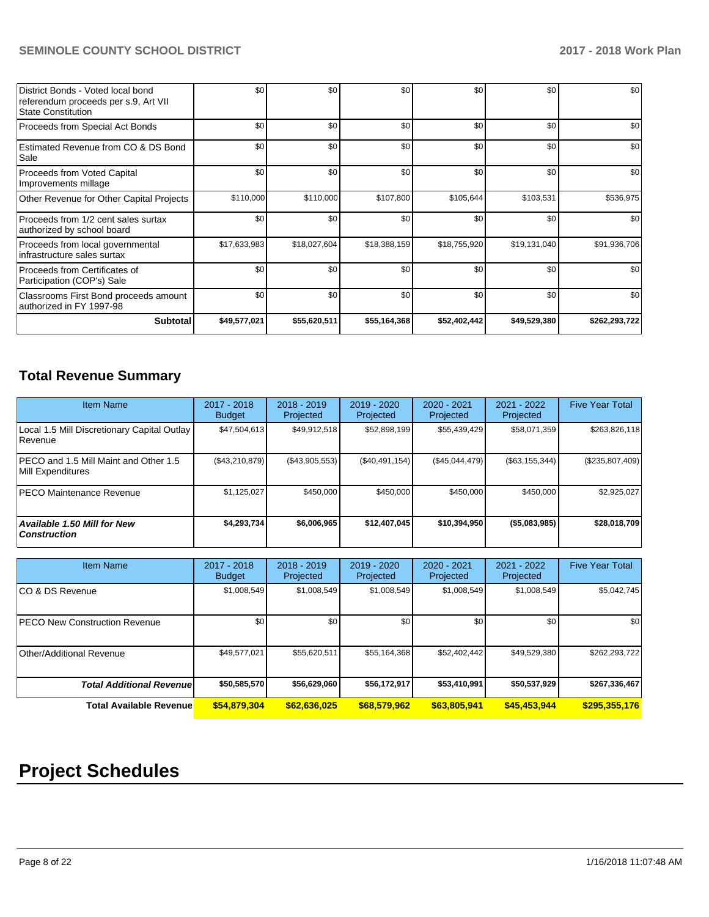| | | | | | | |
|---|---|---|---|---|---|---|
| District Bonds - Voted local bond referendum proceeds per s.9, Art VII State Constitution | $0 | $0 | $0 | $0 | $0 | $0 |
| Proceeds from Special Act Bonds | $0 | $0 | $0 | $0 | $0 | $0 |
| Estimated Revenue from CO & DS Bond Sale | $0 | $0 | $0 | $0 | $0 | $0 |
| Proceeds from Voted Capital Improvements millage | $0 | $0 | $0 | $0 | $0 | $0 |
| Other Revenue for Other Capital Projects | $110,000 | $110,000 | $107,800 | $105,644 | $103,531 | $536,975 |
| Proceeds from 1/2 cent sales surtax authorized by school board | $0 | $0 | $0 | $0 | $0 | $0 |
| Proceeds from local governmental infrastructure sales surtax | $17,633,983 | $18,027,604 | $18,388,159 | $18,755,920 | $19,131,040 | $91,936,706 |
| Proceeds from Certificates of Participation (COP's) Sale | $0 | $0 | $0 | $0 | $0 | $0 |
| Classrooms First Bond proceeds amount authorized in FY 1997-98 | $0 | $0 | $0 | $0 | $0 | $0 |
| **Subtotal** | **$49,577,021** | **$55,620,511** | **$55,164,368** | **$52,402,442** | **$49,529,380** | **$262,293,722** |

## Total Revenue Summary

| Item Name | 2017 - 2018 Budget | 2018 - 2019 Projected | 2019 - 2020 Projected | 2020 - 2021 Projected | 2021 - 2022 Projected | Five Year Total |
|---|---|---|---|---|---|---|
| Local 1.5 Mill Discretionary Capital Outlay Revenue | $47,504,613 | $49,912,518 | $52,898,199 | $55,439,429 | $58,071,359 | $263,826,118 |
| PECO and 1.5 Mill Maint and Other 1.5 Mill Expenditures | ($43,210,879) | ($43,905,553) | ($40,491,154) | ($45,044,479) | ($63,155,344) | ($235,807,409) |
| PECO Maintenance Revenue | $1,125,027 | $450,000 | $450,000 | $450,000 | $450,000 | $2,925,027 |
| ***Available 1.50 Mill for New Construction*** | **$4,293,734** | **$6,006,965** | **$12,407,045** | **$10,394,950** | **($5,083,985)** | **$28,018,709** |

| Item Name | 2017 - 2018 Budget | 2018 - 2019 Projected | 2019 - 2020 Projected | 2020 - 2021 Projected | 2021 - 2022 Projected | Five Year Total |
|---|---|---|---|---|---|---|
| CO & DS Revenue | $1,008,549 | $1,008,549 | $1,008,549 | $1,008,549 | $1,008,549 | $5,042,745 |
| PECO New Construction Revenue | $0 | $0 | $0 | $0 | $0 | $0 |
| Other/Additional Revenue | $49,577,021 | $55,620,511 | $55,164,368 | $52,402,442 | $49,529,380 | $262,293,722 |
| ***Total Additional Revenue*** | **$50,585,570** | **$56,629,060** | **$56,172,917** | **$53,410,991** | **$50,537,929** | **$267,336,467** |
| **Total Available Revenue** | **$54,879,304** | **$62,636,025** | **$68,579,962** | **$63,805,941** | **$45,453,944** | **$295,355,176** |

# Project Schedules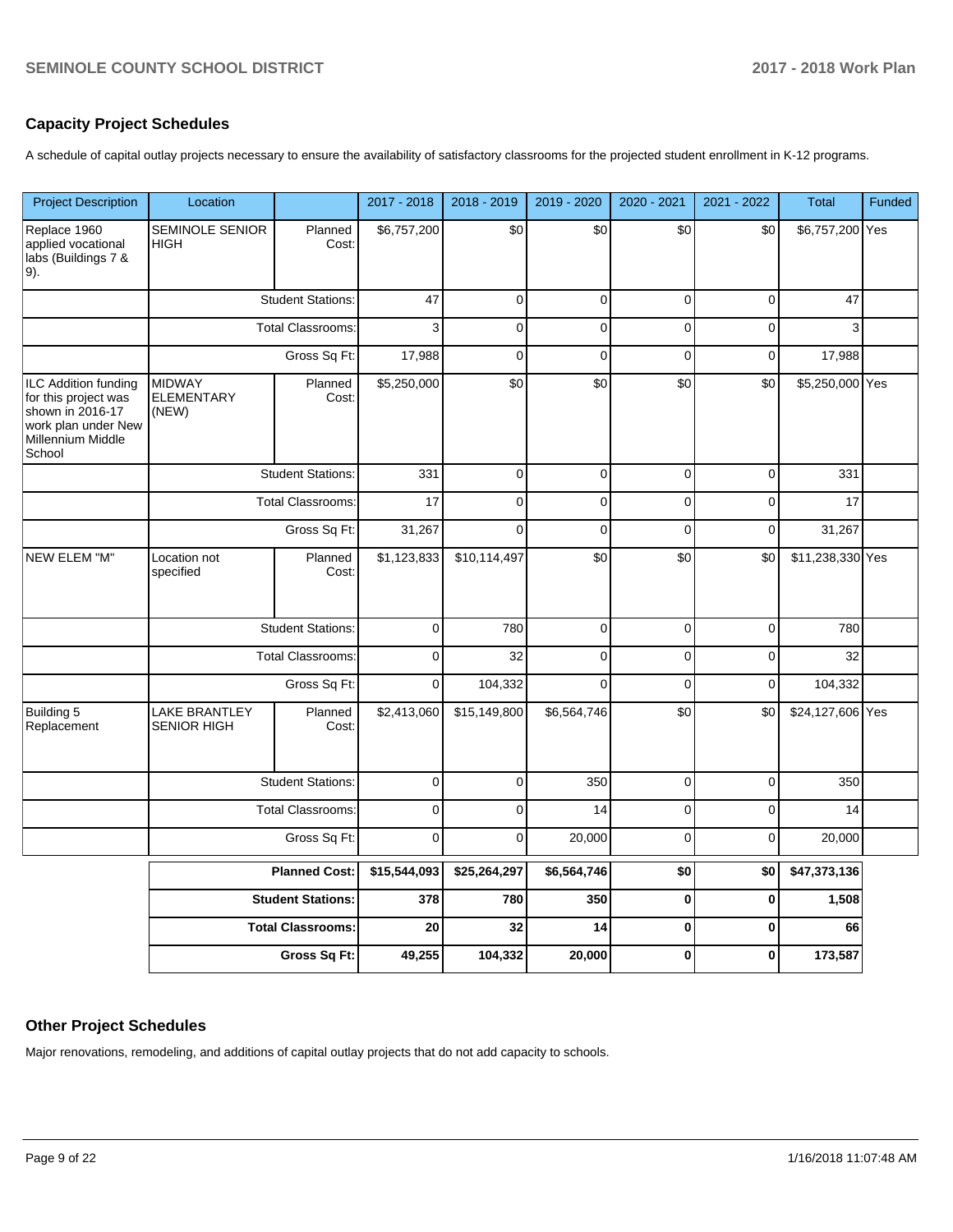## Capacity Project Schedules

A schedule of capital outlay projects necessary to ensure the availability of satisfactory classrooms for the projected student enrollment in K-12 programs.

| Project Description | Location | | 2017 - 2018 | 2018 - 2019 | 2019 - 2020 | 2020 - 2021 | 2021 - 2022 | Total | Funded |
|---|---|---|---|---|---|---|---|---|---|
| Replace 1960 applied vocational labs (Buildings 7 & 9). | SEMINOLE SENIOR HIGH | Planned Cost: | $6,757,200 | $0 | $0 | $0 | $0 | $6,757,200 | Yes |
| | | Student Stations: | 47 | 0 | 0 | 0 | 0 | 47 | |
| | | Total Classrooms: | 3 | 0 | 0 | 0 | 0 | 3 | |
| | | Gross Sq Ft: | 17,988 | 0 | 0 | 0 | 0 | 17,988 | |
| ILC Addition funding for this project was shown in 2016-17 work plan under New Millennium Middle School | MIDWAY ELEMENTARY (NEW) | Planned Cost: | $5,250,000 | $0 | $0 | $0 | $0 | $5,250,000 | Yes |
| | | Student Stations: | 331 | 0 | 0 | 0 | 0 | 331 | |
| | | Total Classrooms: | 17 | 0 | 0 | 0 | 0 | 17 | |
| | | Gross Sq Ft: | 31,267 | 0 | 0 | 0 | 0 | 31,267 | |
| NEW ELEM "M" | Location not specified | Planned Cost: | $1,123,833 | $10,114,497 | $0 | $0 | $0 | $11,238,330 | Yes |
| | | Student Stations: | 0 | 780 | 0 | 0 | 0 | 780 | |
| | | Total Classrooms: | 0 | 32 | 0 | 0 | 0 | 32 | |
| | | Gross Sq Ft: | 0 | 104,332 | 0 | 0 | 0 | 104,332 | |
| Building 5 Replacement | LAKE BRANTLEY SENIOR HIGH | Planned Cost: | $2,413,060 | $15,149,800 | $6,564,746 | $0 | $0 | $24,127,606 | Yes |
| | | Student Stations: | 0 | 0 | 350 | 0 | 0 | 350 | |
| | | Total Classrooms: | 0 | 0 | 14 | 0 | 0 | 14 | |
| | | Gross Sq Ft: | 0 | 0 | 20,000 | 0 | 0 | 20,000 | |
| | | **Planned Cost:** | **$15,544,093** | **$25,264,297** | **$6,564,746** | **$0** | **$0** | **$47,373,136** | |
| | | **Student Stations:** | **378** | **780** | **350** | **0** | **0** | **1,508** | |
| | | **Total Classrooms:** | **20** | **32** | **14** | **0** | **0** | **66** | |
| | | **Gross Sq Ft:** | **49,255** | **104,332** | **20,000** | **0** | **0** | **173,587** | |

## Other Project Schedules

Major renovations, remodeling, and additions of capital outlay projects that do not add capacity to schools.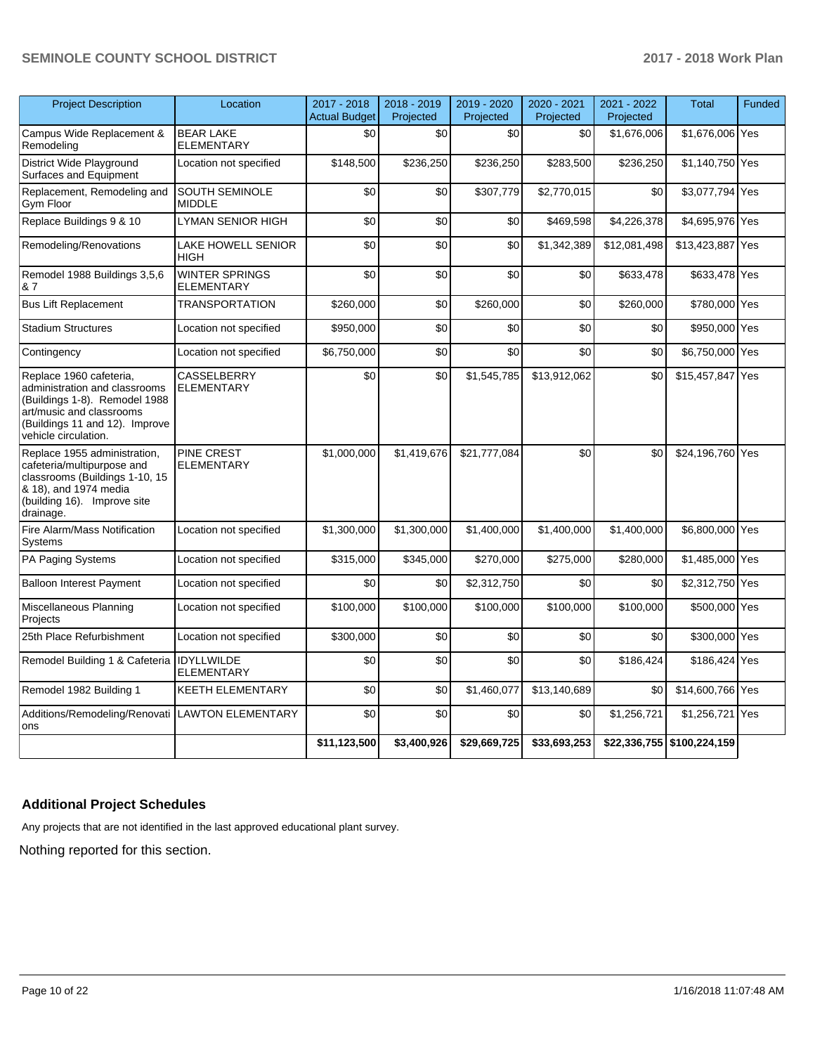| Project Description | Location | 2017 - 2018 Actual Budget | 2018 - 2019 Projected | 2019 - 2020 Projected | 2020 - 2021 Projected | 2021 - 2022 Projected | Total | Funded |
|---|---|---|---|---|---|---|---|---|
| Campus Wide Replacement & Remodeling | BEAR LAKE ELEMENTARY | $0 | $0 | $0 | $0 | $1,676,006 | $1,676,006 | Yes |
| District Wide Playground Surfaces and Equipment | Location not specified | $148,500 | $236,250 | $236,250 | $283,500 | $236,250 | $1,140,750 | Yes |
| Replacement, Remodeling and Gym Floor | SOUTH SEMINOLE MIDDLE | $0 | $0 | $307,779 | $2,770,015 | $0 | $3,077,794 | Yes |
| Replace Buildings 9 & 10 | LYMAN SENIOR HIGH | $0 | $0 | $0 | $469,598 | $4,226,378 | $4,695,976 | Yes |
| Remodeling/Renovations | LAKE HOWELL SENIOR HIGH | $0 | $0 | $0 | $1,342,389 | $12,081,498 | $13,423,887 | Yes |
| Remodel 1988 Buildings 3,5,6 & 7 | WINTER SPRINGS ELEMENTARY | $0 | $0 | $0 | $0 | $633,478 | $633,478 | Yes |
| Bus Lift Replacement | TRANSPORTATION | $260,000 | $0 | $260,000 | $0 | $260,000 | $780,000 | Yes |
| Stadium Structures | Location not specified | $950,000 | $0 | $0 | $0 | $0 | $950,000 | Yes |
| Contingency | Location not specified | $6,750,000 | $0 | $0 | $0 | $0 | $6,750,000 | Yes |
| Replace 1960 cafeteria, administration and classrooms (Buildings 1-8). Remodel 1988 art/music and classrooms (Buildings 11 and 12). Improve vehicle circulation. | CASSELBERRY ELEMENTARY | $0 | $0 | $1,545,785 | $13,912,062 | $0 | $15,457,847 | Yes |
| Replace 1955 administration, cafeteria/multipurpose and classrooms (Buildings 1-10, 15 & 18), and 1974 media (building 16). Improve site drainage. | PINE CREST ELEMENTARY | $1,000,000 | $1,419,676 | $21,777,084 | $0 | $0 | $24,196,760 | Yes |
| Fire Alarm/Mass Notification Systems | Location not specified | $1,300,000 | $1,300,000 | $1,400,000 | $1,400,000 | $1,400,000 | $6,800,000 | Yes |
| PA Paging Systems | Location not specified | $315,000 | $345,000 | $270,000 | $275,000 | $280,000 | $1,485,000 | Yes |
| Balloon Interest Payment | Location not specified | $0 | $0 | $2,312,750 | $0 | $0 | $2,312,750 | Yes |
| Miscellaneous Planning Projects | Location not specified | $100,000 | $100,000 | $100,000 | $100,000 | $100,000 | $500,000 | Yes |
| 25th Place Refurbishment | Location not specified | $300,000 | $0 | $0 | $0 | $0 | $300,000 | Yes |
| Remodel Building 1 & Cafeteria | IDYLLWILDE ELEMENTARY | $0 | $0 | $0 | $0 | $186,424 | $186,424 | Yes |
| Remodel 1982 Building 1 | KEETH ELEMENTARY | $0 | $0 | $1,460,077 | $13,140,689 | $0 | $14,600,766 | Yes |
| Additions/Remodeling/Renovations | LAWTON ELEMENTARY | $0 | $0 | $0 | $0 | $1,256,721 | $1,256,721 | Yes |
| | | **$11,123,500** | **$3,400,926** | **$29,669,725** | **$33,693,253** | **$22,336,755** | **$100,224,159** | |

### Additional Project Schedules

Any projects that are not identified in the last approved educational plant survey.

Nothing reported for this section.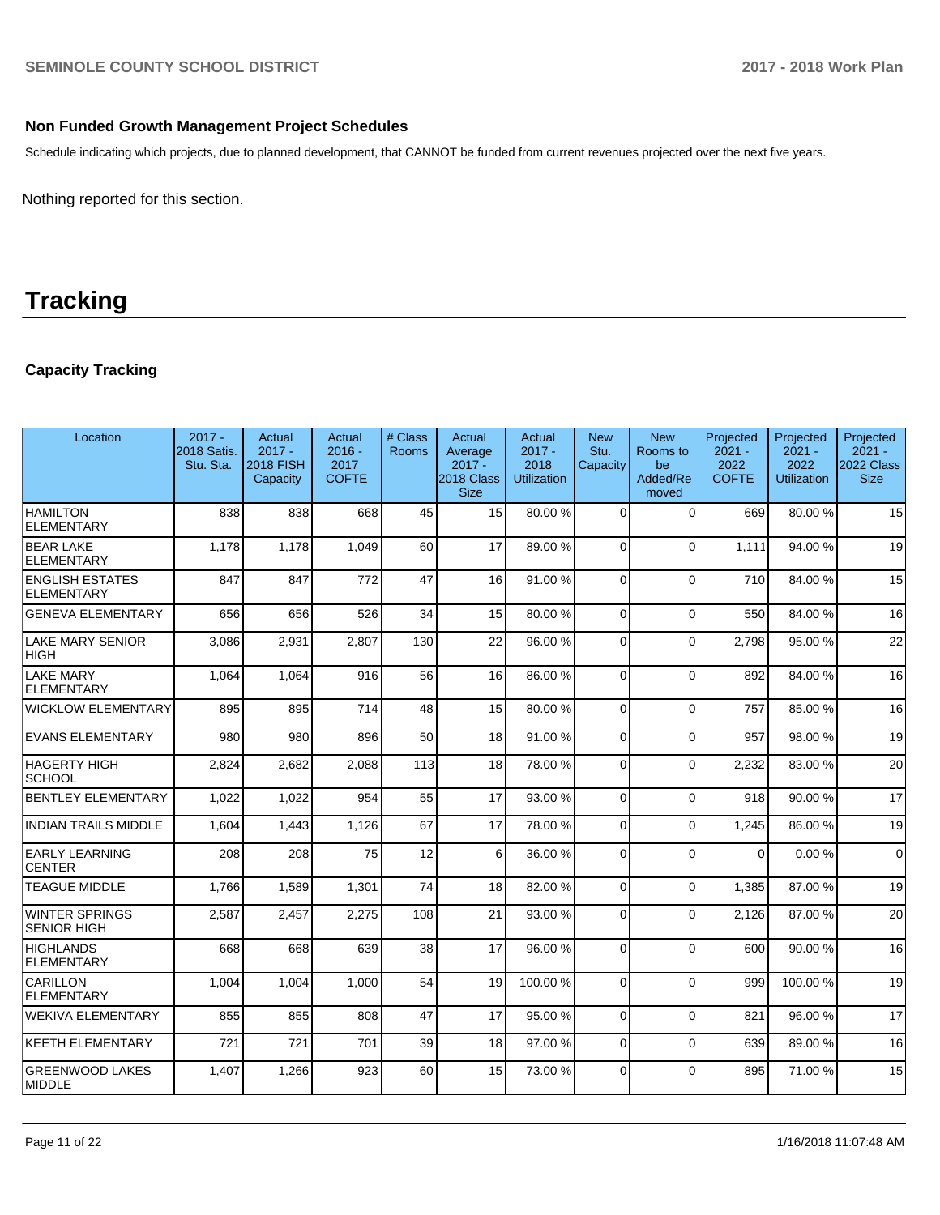## Non Funded Growth Management Project Schedules

Schedule indicating which projects, due to planned development, that CANNOT be funded from current revenues projected over the next five years.

Nothing reported for this section.

# Tracking

### Capacity Tracking

| Location | 2017 - 2018 Satis. Stu. Sta. | Actual 2017 - 2018 FISH Capacity | Actual 2016 - 2017 COFTE | # Class Rooms | Actual Average 2017 - 2018 Class Size | Actual 2017 - 2018 Utilization | New Stu. Capacity | New Rooms to be Added/Re moved | Projected 2021 - 2022 COFTE | Projected 2021 - 2022 Utilization | Projected 2021 - 2022 Class Size |
|---|---|---|---|---|---|---|---|---|---|---|---|
| HAMILTON ELEMENTARY | 838 | 838 | 668 | 45 | 15 | 80.00 % | 0 | 0 | 669 | 80.00 % | 15 |
| BEAR LAKE ELEMENTARY | 1,178 | 1,178 | 1,049 | 60 | 17 | 89.00 % | 0 | 0 | 1,111 | 94.00 % | 19 |
| ENGLISH ESTATES ELEMENTARY | 847 | 847 | 772 | 47 | 16 | 91.00 % | 0 | 0 | 710 | 84.00 % | 15 |
| GENEVA ELEMENTARY | 656 | 656 | 526 | 34 | 15 | 80.00 % | 0 | 0 | 550 | 84.00 % | 16 |
| LAKE MARY SENIOR HIGH | 3,086 | 2,931 | 2,807 | 130 | 22 | 96.00 % | 0 | 0 | 2,798 | 95.00 % | 22 |
| LAKE MARY ELEMENTARY | 1,064 | 1,064 | 916 | 56 | 16 | 86.00 % | 0 | 0 | 892 | 84.00 % | 16 |
| WICKLOW ELEMENTARY | 895 | 895 | 714 | 48 | 15 | 80.00 % | 0 | 0 | 757 | 85.00 % | 16 |
| EVANS ELEMENTARY | 980 | 980 | 896 | 50 | 18 | 91.00 % | 0 | 0 | 957 | 98.00 % | 19 |
| HAGERTY HIGH SCHOOL | 2,824 | 2,682 | 2,088 | 113 | 18 | 78.00 % | 0 | 0 | 2,232 | 83.00 % | 20 |
| BENTLEY ELEMENTARY | 1,022 | 1,022 | 954 | 55 | 17 | 93.00 % | 0 | 0 | 918 | 90.00 % | 17 |
| INDIAN TRAILS MIDDLE | 1,604 | 1,443 | 1,126 | 67 | 17 | 78.00 % | 0 | 0 | 1,245 | 86.00 % | 19 |
| EARLY LEARNING CENTER | 208 | 208 | 75 | 12 | 6 | 36.00 % | 0 | 0 | 0 | 0.00 % | 0 |
| TEAGUE MIDDLE | 1,766 | 1,589 | 1,301 | 74 | 18 | 82.00 % | 0 | 0 | 1,385 | 87.00 % | 19 |
| WINTER SPRINGS SENIOR HIGH | 2,587 | 2,457 | 2,275 | 108 | 21 | 93.00 % | 0 | 0 | 2,126 | 87.00 % | 20 |
| HIGHLANDS ELEMENTARY | 668 | 668 | 639 | 38 | 17 | 96.00 % | 0 | 0 | 600 | 90.00 % | 16 |
| CARILLON ELEMENTARY | 1,004 | 1,004 | 1,000 | 54 | 19 | 100.00 % | 0 | 0 | 999 | 100.00 % | 19 |
| WEKIVA ELEMENTARY | 855 | 855 | 808 | 47 | 17 | 95.00 % | 0 | 0 | 821 | 96.00 % | 17 |
| KEETH ELEMENTARY | 721 | 721 | 701 | 39 | 18 | 97.00 % | 0 | 0 | 639 | 89.00 % | 16 |
| GREENWOOD LAKES MIDDLE | 1,407 | 1,266 | 923 | 60 | 15 | 73.00 % | 0 | 0 | 895 | 71.00 % | 15 |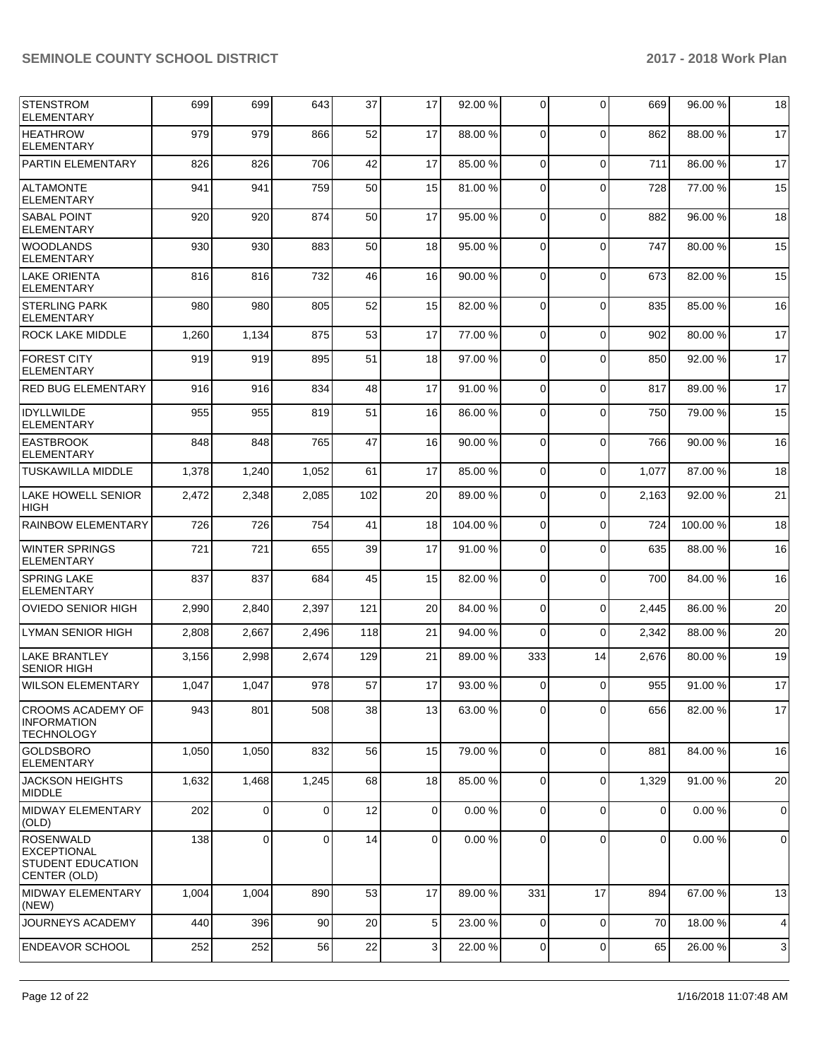| | | | | | | | | | | |
|---|---|---|---|---|---|---|---|---|---|---|
| STENSTROM ELEMENTARY | 699 | 699 | 643 | 37 | 17 | 92.00 % | 0 | 0 | 669 | 96.00 % | 18 |
| HEATHROW ELEMENTARY | 979 | 979 | 866 | 52 | 17 | 88.00 % | 0 | 0 | 862 | 88.00 % | 17 |
| PARTIN ELEMENTARY | 826 | 826 | 706 | 42 | 17 | 85.00 % | 0 | 0 | 711 | 86.00 % | 17 |
| ALTAMONTE ELEMENTARY | 941 | 941 | 759 | 50 | 15 | 81.00 % | 0 | 0 | 728 | 77.00 % | 15 |
| SABAL POINT ELEMENTARY | 920 | 920 | 874 | 50 | 17 | 95.00 % | 0 | 0 | 882 | 96.00 % | 18 |
| WOODLANDS ELEMENTARY | 930 | 930 | 883 | 50 | 18 | 95.00 % | 0 | 0 | 747 | 80.00 % | 15 |
| LAKE ORIENTA ELEMENTARY | 816 | 816 | 732 | 46 | 16 | 90.00 % | 0 | 0 | 673 | 82.00 % | 15 |
| STERLING PARK ELEMENTARY | 980 | 980 | 805 | 52 | 15 | 82.00 % | 0 | 0 | 835 | 85.00 % | 16 |
| ROCK LAKE MIDDLE | 1,260 | 1,134 | 875 | 53 | 17 | 77.00 % | 0 | 0 | 902 | 80.00 % | 17 |
| FOREST CITY ELEMENTARY | 919 | 919 | 895 | 51 | 18 | 97.00 % | 0 | 0 | 850 | 92.00 % | 17 |
| RED BUG ELEMENTARY | 916 | 916 | 834 | 48 | 17 | 91.00 % | 0 | 0 | 817 | 89.00 % | 17 |
| IDYLLWILDE ELEMENTARY | 955 | 955 | 819 | 51 | 16 | 86.00 % | 0 | 0 | 750 | 79.00 % | 15 |
| EASTBROOK ELEMENTARY | 848 | 848 | 765 | 47 | 16 | 90.00 % | 0 | 0 | 766 | 90.00 % | 16 |
| TUSKAWILLA MIDDLE | 1,378 | 1,240 | 1,052 | 61 | 17 | 85.00 % | 0 | 0 | 1,077 | 87.00 % | 18 |
| LAKE HOWELL SENIOR HIGH | 2,472 | 2,348 | 2,085 | 102 | 20 | 89.00 % | 0 | 0 | 2,163 | 92.00 % | 21 |
| RAINBOW ELEMENTARY | 726 | 726 | 754 | 41 | 18 | 104.00 % | 0 | 0 | 724 | 100.00 % | 18 |
| WINTER SPRINGS ELEMENTARY | 721 | 721 | 655 | 39 | 17 | 91.00 % | 0 | 0 | 635 | 88.00 % | 16 |
| SPRING LAKE ELEMENTARY | 837 | 837 | 684 | 45 | 15 | 82.00 % | 0 | 0 | 700 | 84.00 % | 16 |
| OVIEDO SENIOR HIGH | 2,990 | 2,840 | 2,397 | 121 | 20 | 84.00 % | 0 | 0 | 2,445 | 86.00 % | 20 |
| LYMAN SENIOR HIGH | 2,808 | 2,667 | 2,496 | 118 | 21 | 94.00 % | 0 | 0 | 2,342 | 88.00 % | 20 |
| LAKE BRANTLEY SENIOR HIGH | 3,156 | 2,998 | 2,674 | 129 | 21 | 89.00 % | 333 | 14 | 2,676 | 80.00 % | 19 |
| WILSON ELEMENTARY | 1,047 | 1,047 | 978 | 57 | 17 | 93.00 % | 0 | 0 | 955 | 91.00 % | 17 |
| CROOMS ACADEMY OF INFORMATION TECHNOLOGY | 943 | 801 | 508 | 38 | 13 | 63.00 % | 0 | 0 | 656 | 82.00 % | 17 |
| GOLDSBORO ELEMENTARY | 1,050 | 1,050 | 832 | 56 | 15 | 79.00 % | 0 | 0 | 881 | 84.00 % | 16 |
| JACKSON HEIGHTS MIDDLE | 1,632 | 1,468 | 1,245 | 68 | 18 | 85.00 % | 0 | 0 | 1,329 | 91.00 % | 20 |
| MIDWAY ELEMENTARY (OLD) | 202 | 0 | 0 | 12 | 0 | 0.00 % | 0 | 0 | 0 | 0.00 % | 0 |
| ROSENWALD EXCEPTIONAL STUDENT EDUCATION CENTER (OLD) | 138 | 0 | 0 | 14 | 0 | 0.00 % | 0 | 0 | 0 | 0.00 % | 0 |
| MIDWAY ELEMENTARY (NEW) | 1,004 | 1,004 | 890 | 53 | 17 | 89.00 % | 331 | 17 | 894 | 67.00 % | 13 |
| JOURNEYS ACADEMY | 440 | 396 | 90 | 20 | 5 | 23.00 % | 0 | 0 | 70 | 18.00 % | 4 |
| ENDEAVOR SCHOOL | 252 | 252 | 56 | 22 | 3 | 22.00 % | 0 | 0 | 65 | 26.00 % | 3 |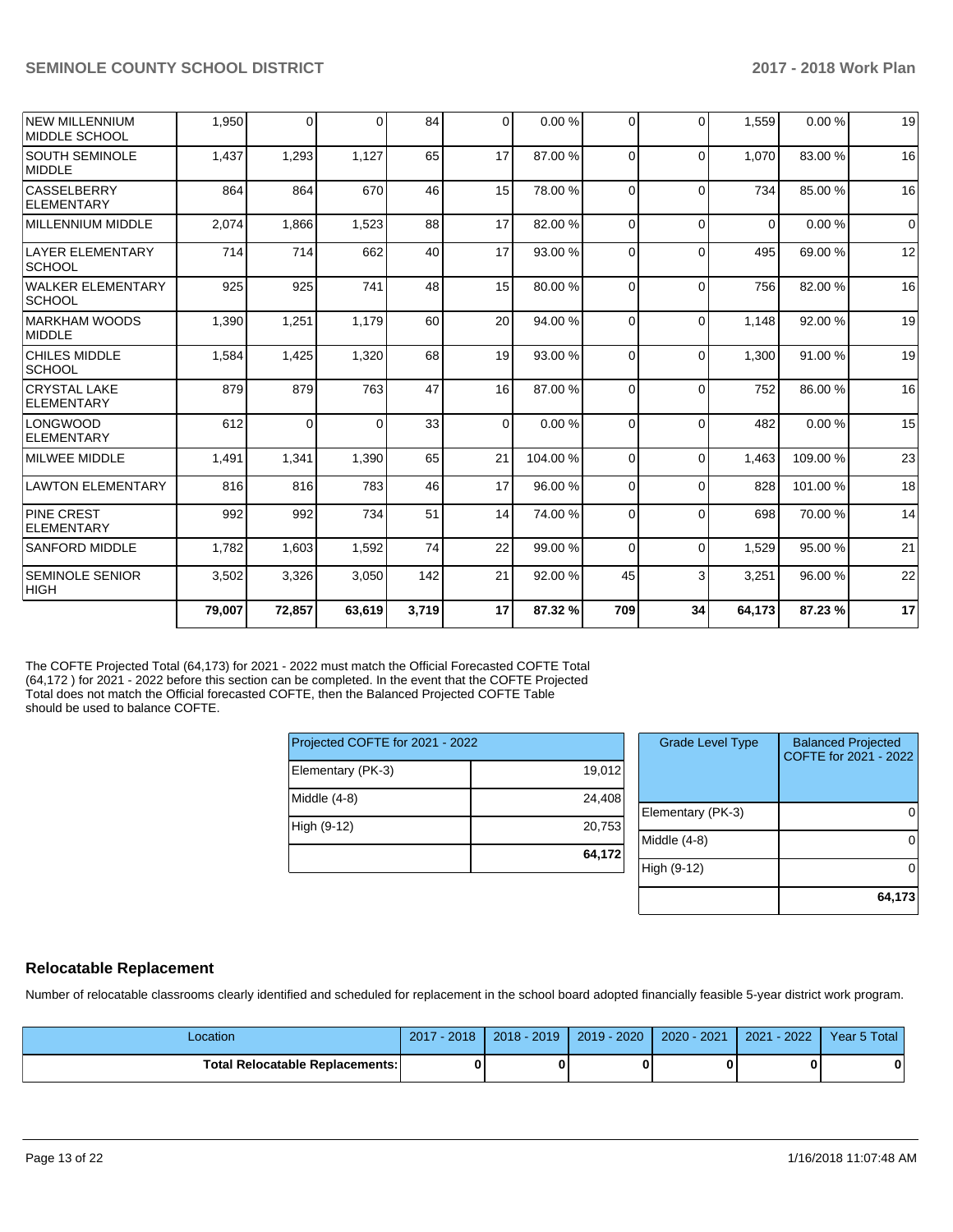| | | | | | | | | | | | |
|---|---|---|---|---|---|---|---|---|---|---|---|
| NEW MILLENNIUM MIDDLE SCHOOL | 1,950 | 0 | 0 | 84 | 0 | 0.00 % | 0 | 0 | 1,559 | 0.00 % | 19 |
| SOUTH SEMINOLE MIDDLE | 1,437 | 1,293 | 1,127 | 65 | 17 | 87.00 % | 0 | 0 | 1,070 | 83.00 % | 16 |
| CASSELBERRY ELEMENTARY | 864 | 864 | 670 | 46 | 15 | 78.00 % | 0 | 0 | 734 | 85.00 % | 16 |
| MILLENNIUM MIDDLE | 2,074 | 1,866 | 1,523 | 88 | 17 | 82.00 % | 0 | 0 | 0 | 0.00 % | 0 |
| LAYER ELEMENTARY SCHOOL | 714 | 714 | 662 | 40 | 17 | 93.00 % | 0 | 0 | 495 | 69.00 % | 12 |
| WALKER ELEMENTARY SCHOOL | 925 | 925 | 741 | 48 | 15 | 80.00 % | 0 | 0 | 756 | 82.00 % | 16 |
| MARKHAM WOODS MIDDLE | 1,390 | 1,251 | 1,179 | 60 | 20 | 94.00 % | 0 | 0 | 1,148 | 92.00 % | 19 |
| CHILES MIDDLE SCHOOL | 1,584 | 1,425 | 1,320 | 68 | 19 | 93.00 % | 0 | 0 | 1,300 | 91.00 % | 19 |
| CRYSTAL LAKE ELEMENTARY | 879 | 879 | 763 | 47 | 16 | 87.00 % | 0 | 0 | 752 | 86.00 % | 16 |
| LONGWOOD ELEMENTARY | 612 | 0 | 0 | 33 | 0 | 0.00 % | 0 | 0 | 482 | 0.00 % | 15 |
| MILWEE MIDDLE | 1,491 | 1,341 | 1,390 | 65 | 21 | 104.00 % | 0 | 0 | 1,463 | 109.00 % | 23 |
| LAWTON ELEMENTARY | 816 | 816 | 783 | 46 | 17 | 96.00 % | 0 | 0 | 828 | 101.00 % | 18 |
| PINE CREST ELEMENTARY | 992 | 992 | 734 | 51 | 14 | 74.00 % | 0 | 0 | 698 | 70.00 % | 14 |
| SANFORD MIDDLE | 1,782 | 1,603 | 1,592 | 74 | 22 | 99.00 % | 0 | 0 | 1,529 | 95.00 % | 21 |
| SEMINOLE SENIOR HIGH | 3,502 | 3,326 | 3,050 | 142 | 21 | 92.00 % | 45 | 3 | 3,251 | 96.00 % | 22 |
| | **79,007** | **72,857** | **63,619** | **3,719** | **17** | **87.32 %** | **709** | **34** | **64,173** | **87.23 %** | **17** |

The COFTE Projected Total (64,173) for 2021 - 2022 must match the Official Forecasted COFTE Total (64,172 ) for 2021 - 2022 before this section can be completed. In the event that the COFTE Projected Total does not match the Official forecasted COFTE, then the Balanced Projected COFTE Table should be used to balance COFTE.

| Projected COFTE for 2021 - 2022 | |
|---|---|
| Elementary (PK-3) | 19,012 |
| Middle (4-8) | 24,408 |
| High (9-12) | 20,753 |
| | **64,172** |

| Grade Level Type | Balanced Projected COFTE for 2021 - 2022 |
|---|---|
| Elementary (PK-3) | 0 |
| Middle (4-8) | 0 |
| High (9-12) | 0 |
| | **64,173** |

## Relocatable Replacement

Number of relocatable classrooms clearly identified and scheduled for replacement in the school board adopted financially feasible 5-year district work program.

| Location | 2017 - 2018 | 2018 - 2019 | 2019 - 2020 | 2020 - 2021 | 2021 - 2022 | Year 5 Total |
|---|---|---|---|---|---|---|
| **Total Relocatable Replacements:** | **0** | **0** | **0** | **0** | **0** | **0** |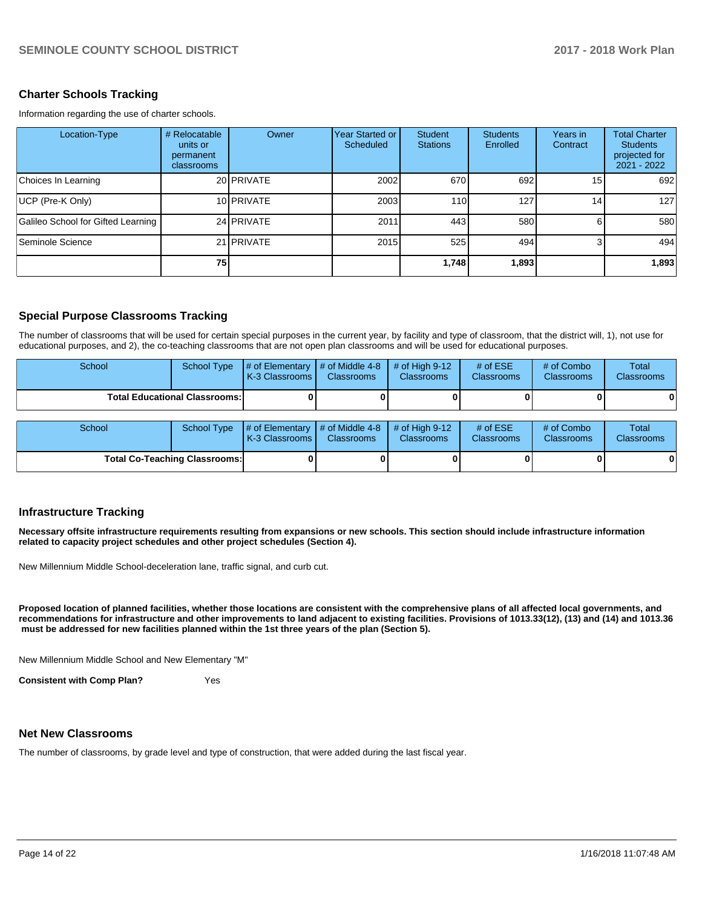## Charter Schools Tracking

Information regarding the use of charter schools.

| Location-Type | # Relocatable units or permanent classrooms | Owner | Year Started or Scheduled | Student Stations | Students Enrolled | Years in Contract | Total Charter Students projected for 2021 - 2022 |
|---|---|---|---|---|---|---|---|
| Choices In Learning | 20 | PRIVATE | 2002 | 670 | 692 | 15 | 692 |
| UCP (Pre-K Only) | 10 | PRIVATE | 2003 | 110 | 127 | 14 | 127 |
| Galileo School for Gifted Learning | 24 | PRIVATE | 2011 | 443 | 580 | 6 | 580 |
| Seminole Science | 21 | PRIVATE | 2015 | 525 | 494 | 3 | 494 |
| | **75** | | | **1,748** | **1,893** | | **1,893** |

## Special Purpose Classrooms Tracking

The number of classrooms that will be used for certain special purposes in the current year, by facility and type of classroom, that the district will, 1), not use for educational purposes, and 2), the co-teaching classrooms that are not open plan classrooms and will be used for educational purposes.

| School | School Type | # of Elementary K-3 Classrooms | # of Middle 4-8 Classrooms | # of High 9-12 Classrooms | # of ESE Classrooms | # of Combo Classrooms | Total Classrooms |
|---|---|---|---|---|---|---|---|
| **Total Educational Classrooms:** | | **0** | **0** | **0** | **0** | **0** | **0** |

| School | School Type | # of Elementary K-3 Classrooms | # of Middle 4-8 Classrooms | # of High 9-12 Classrooms | # of ESE Classrooms | # of Combo Classrooms | Total Classrooms |
|---|---|---|---|---|---|---|---|
| **Total Co-Teaching Classrooms:** | | **0** | **0** | **0** | **0** | **0** | **0** |

## Infrastructure Tracking

**Necessary offsite infrastructure requirements resulting from expansions or new schools. This section should include infrastructure information related to capacity project schedules and other project schedules (Section 4).**

New Millennium Middle School-deceleration lane, traffic signal, and curb cut.

**Proposed location of planned facilities, whether those locations are consistent with the comprehensive plans of all affected local governments, and recommendations for infrastructure and other improvements to land adjacent to existing facilities. Provisions of 1013.33(12), (13) and (14) and 1013.36 must be addressed for new facilities planned within the 1st three years of the plan (Section 5).**

New Millennium Middle School and New Elementary "M"

**Consistent with Comp Plan?** Yes

## Net New Classrooms

The number of classrooms, by grade level and type of construction, that were added during the last fiscal year.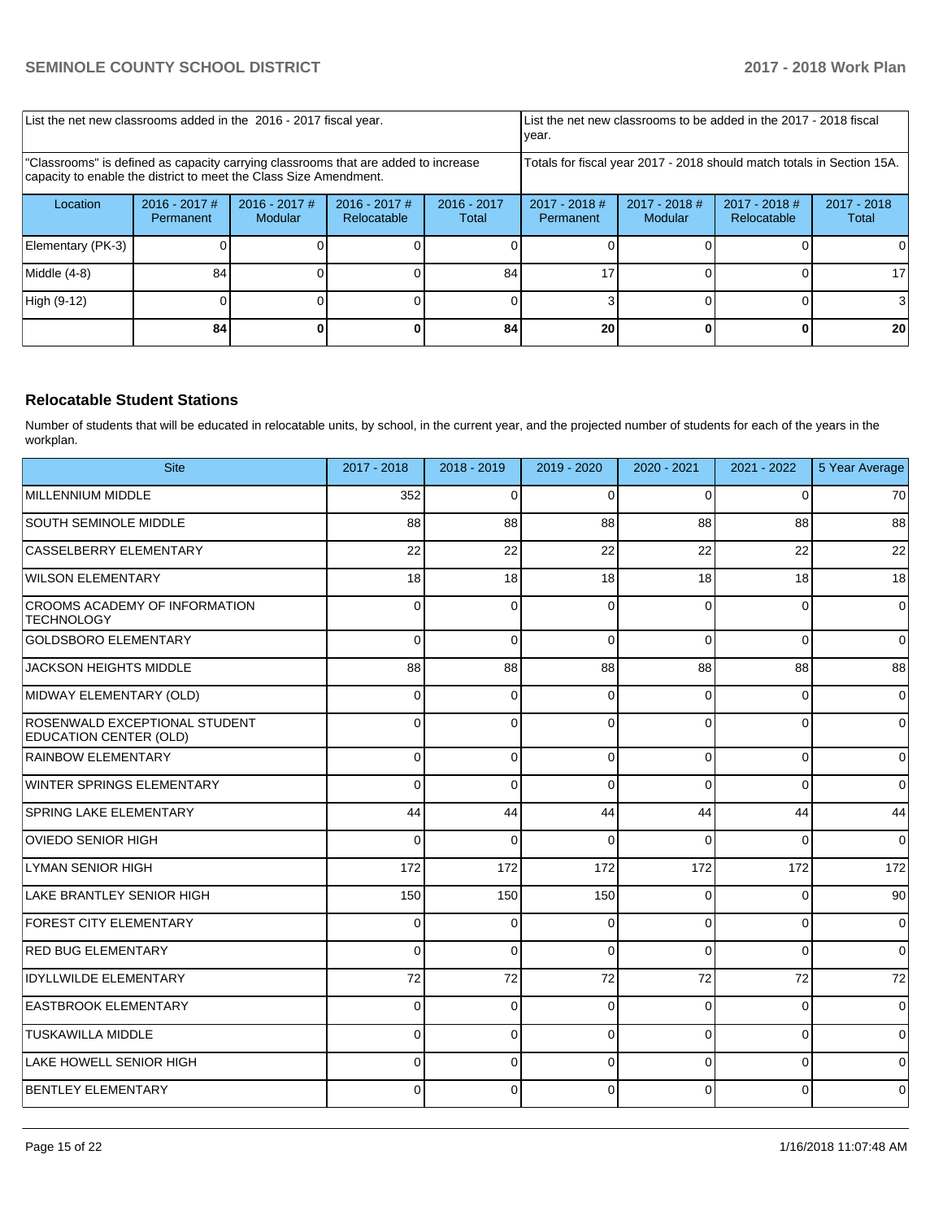| List the net new classrooms added in the 2016 - 2017 fiscal year. | | | | List the net new classrooms to be added in the 2017 - 2018 fiscal year. | | | |
|---|---|---|---|---|---|---|---|
| "Classrooms" is defined as capacity carrying classrooms that are added to increase capacity to enable the district to meet the Class Size Amendment. | | | | Totals for fiscal year 2017 - 2018 should match totals in Section 15A. | | | |
| Location | 2016 - 2017 # Permanent | 2016 - 2017 # Modular | 2016 - 2017 # Relocatable | 2016 - 2017 Total | 2017 - 2018 # Permanent | 2017 - 2018 # Modular | 2017 - 2018 # Relocatable | 2017 - 2018 Total |
| Elementary (PK-3) | 0 | 0 | 0 | 0 | 0 | 0 | 0 | 0 |
| Middle (4-8) | 84 | 0 | 0 | 84 | 17 | 0 | 0 | 17 |
| High (9-12) | 0 | 0 | 0 | 0 | 3 | 0 | 0 | 3 |
| | **84** | **0** | **0** | **84** | **20** | **0** | **0** | **20** |

## Relocatable Student Stations

Number of students that will be educated in relocatable units, by school, in the current year, and the projected number of students for each of the years in the workplan.

| Site | 2017 - 2018 | 2018 - 2019 | 2019 - 2020 | 2020 - 2021 | 2021 - 2022 | 5 Year Average |
|---|---|---|---|---|---|---|
| MILLENNIUM MIDDLE | 352 | 0 | 0 | 0 | 0 | 70 |
| SOUTH SEMINOLE MIDDLE | 88 | 88 | 88 | 88 | 88 | 88 |
| CASSELBERRY ELEMENTARY | 22 | 22 | 22 | 22 | 22 | 22 |
| WILSON ELEMENTARY | 18 | 18 | 18 | 18 | 18 | 18 |
| CROOMS ACADEMY OF INFORMATION TECHNOLOGY | 0 | 0 | 0 | 0 | 0 | 0 |
| GOLDSBORO ELEMENTARY | 0 | 0 | 0 | 0 | 0 | 0 |
| JACKSON HEIGHTS MIDDLE | 88 | 88 | 88 | 88 | 88 | 88 |
| MIDWAY ELEMENTARY (OLD) | 0 | 0 | 0 | 0 | 0 | 0 |
| ROSENWALD EXCEPTIONAL STUDENT EDUCATION CENTER (OLD) | 0 | 0 | 0 | 0 | 0 | 0 |
| RAINBOW ELEMENTARY | 0 | 0 | 0 | 0 | 0 | 0 |
| WINTER SPRINGS ELEMENTARY | 0 | 0 | 0 | 0 | 0 | 0 |
| SPRING LAKE ELEMENTARY | 44 | 44 | 44 | 44 | 44 | 44 |
| OVIEDO SENIOR HIGH | 0 | 0 | 0 | 0 | 0 | 0 |
| LYMAN SENIOR HIGH | 172 | 172 | 172 | 172 | 172 | 172 |
| LAKE BRANTLEY SENIOR HIGH | 150 | 150 | 150 | 0 | 0 | 90 |
| FOREST CITY ELEMENTARY | 0 | 0 | 0 | 0 | 0 | 0 |
| RED BUG ELEMENTARY | 0 | 0 | 0 | 0 | 0 | 0 |
| IDYLLWILDE ELEMENTARY | 72 | 72 | 72 | 72 | 72 | 72 |
| EASTBROOK ELEMENTARY | 0 | 0 | 0 | 0 | 0 | 0 |
| TUSKAWILLA MIDDLE | 0 | 0 | 0 | 0 | 0 | 0 |
| LAKE HOWELL SENIOR HIGH | 0 | 0 | 0 | 0 | 0 | 0 |
| BENTLEY ELEMENTARY | 0 | 0 | 0 | 0 | 0 | 0 |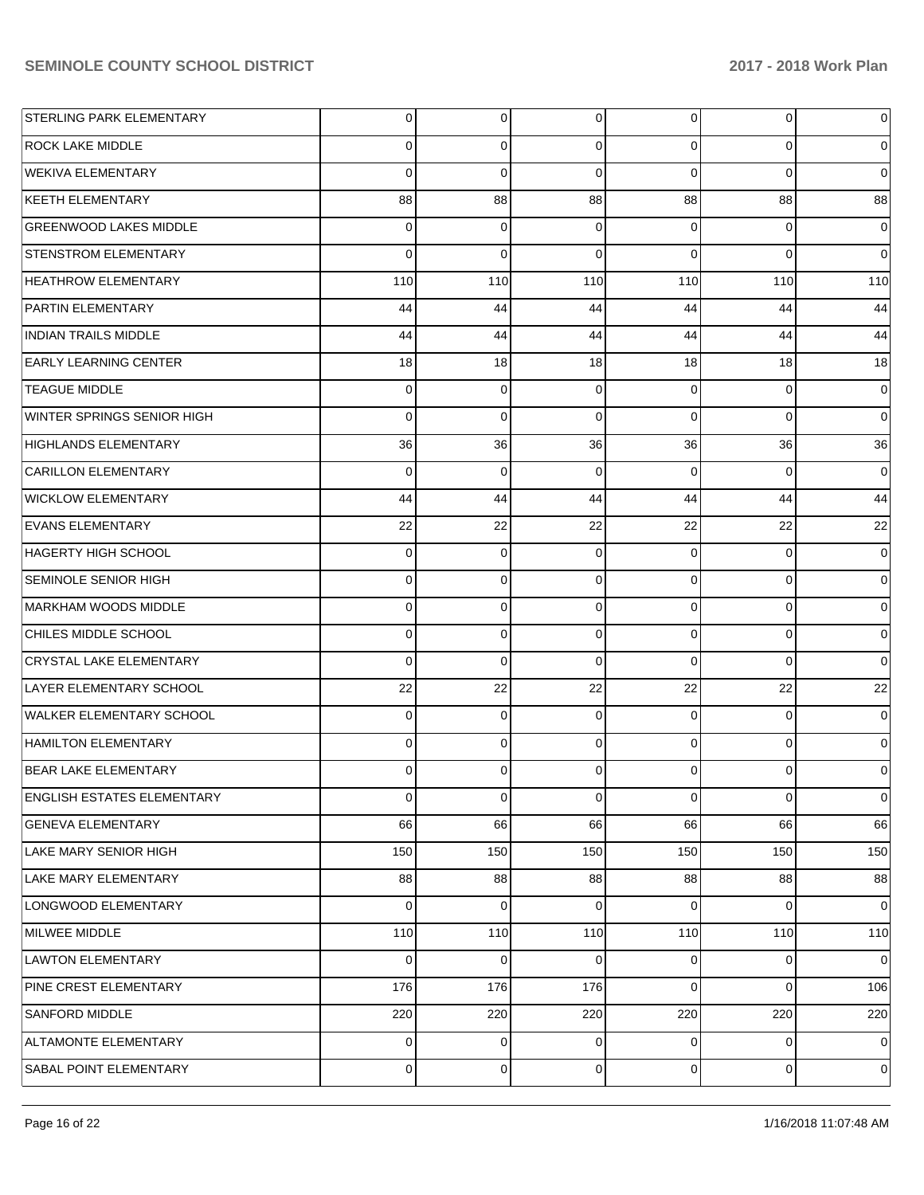| | | | | | | |
|---|---|---|---|---|---|---|
| STERLING PARK ELEMENTARY | 0 | 0 | 0 | 0 | 0 | 0 |
| ROCK LAKE MIDDLE | 0 | 0 | 0 | 0 | 0 | 0 |
| WEKIVA ELEMENTARY | 0 | 0 | 0 | 0 | 0 | 0 |
| KEETH ELEMENTARY | 88 | 88 | 88 | 88 | 88 | 88 |
| GREENWOOD LAKES MIDDLE | 0 | 0 | 0 | 0 | 0 | 0 |
| STENSTROM ELEMENTARY | 0 | 0 | 0 | 0 | 0 | 0 |
| HEATHROW ELEMENTARY | 110 | 110 | 110 | 110 | 110 | 110 |
| PARTIN ELEMENTARY | 44 | 44 | 44 | 44 | 44 | 44 |
| INDIAN TRAILS MIDDLE | 44 | 44 | 44 | 44 | 44 | 44 |
| EARLY LEARNING CENTER | 18 | 18 | 18 | 18 | 18 | 18 |
| TEAGUE MIDDLE | 0 | 0 | 0 | 0 | 0 | 0 |
| WINTER SPRINGS SENIOR HIGH | 0 | 0 | 0 | 0 | 0 | 0 |
| HIGHLANDS ELEMENTARY | 36 | 36 | 36 | 36 | 36 | 36 |
| CARILLON ELEMENTARY | 0 | 0 | 0 | 0 | 0 | 0 |
| WICKLOW ELEMENTARY | 44 | 44 | 44 | 44 | 44 | 44 |
| EVANS ELEMENTARY | 22 | 22 | 22 | 22 | 22 | 22 |
| HAGERTY HIGH SCHOOL | 0 | 0 | 0 | 0 | 0 | 0 |
| SEMINOLE SENIOR HIGH | 0 | 0 | 0 | 0 | 0 | 0 |
| MARKHAM WOODS MIDDLE | 0 | 0 | 0 | 0 | 0 | 0 |
| CHILES MIDDLE SCHOOL | 0 | 0 | 0 | 0 | 0 | 0 |
| CRYSTAL LAKE ELEMENTARY | 0 | 0 | 0 | 0 | 0 | 0 |
| LAYER ELEMENTARY SCHOOL | 22 | 22 | 22 | 22 | 22 | 22 |
| WALKER ELEMENTARY SCHOOL | 0 | 0 | 0 | 0 | 0 | 0 |
| HAMILTON ELEMENTARY | 0 | 0 | 0 | 0 | 0 | 0 |
| BEAR LAKE ELEMENTARY | 0 | 0 | 0 | 0 | 0 | 0 |
| ENGLISH ESTATES ELEMENTARY | 0 | 0 | 0 | 0 | 0 | 0 |
| GENEVA ELEMENTARY | 66 | 66 | 66 | 66 | 66 | 66 |
| LAKE MARY SENIOR HIGH | 150 | 150 | 150 | 150 | 150 | 150 |
| LAKE MARY ELEMENTARY | 88 | 88 | 88 | 88 | 88 | 88 |
| LONGWOOD ELEMENTARY | 0 | 0 | 0 | 0 | 0 | 0 |
| MILWEE MIDDLE | 110 | 110 | 110 | 110 | 110 | 110 |
| LAWTON ELEMENTARY | 0 | 0 | 0 | 0 | 0 | 0 |
| PINE CREST ELEMENTARY | 176 | 176 | 176 | 0 | 0 | 106 |
| SANFORD MIDDLE | 220 | 220 | 220 | 220 | 220 | 220 |
| ALTAMONTE ELEMENTARY | 0 | 0 | 0 | 0 | 0 | 0 |
| SABAL POINT ELEMENTARY | 0 | 0 | 0 | 0 | 0 | 0 |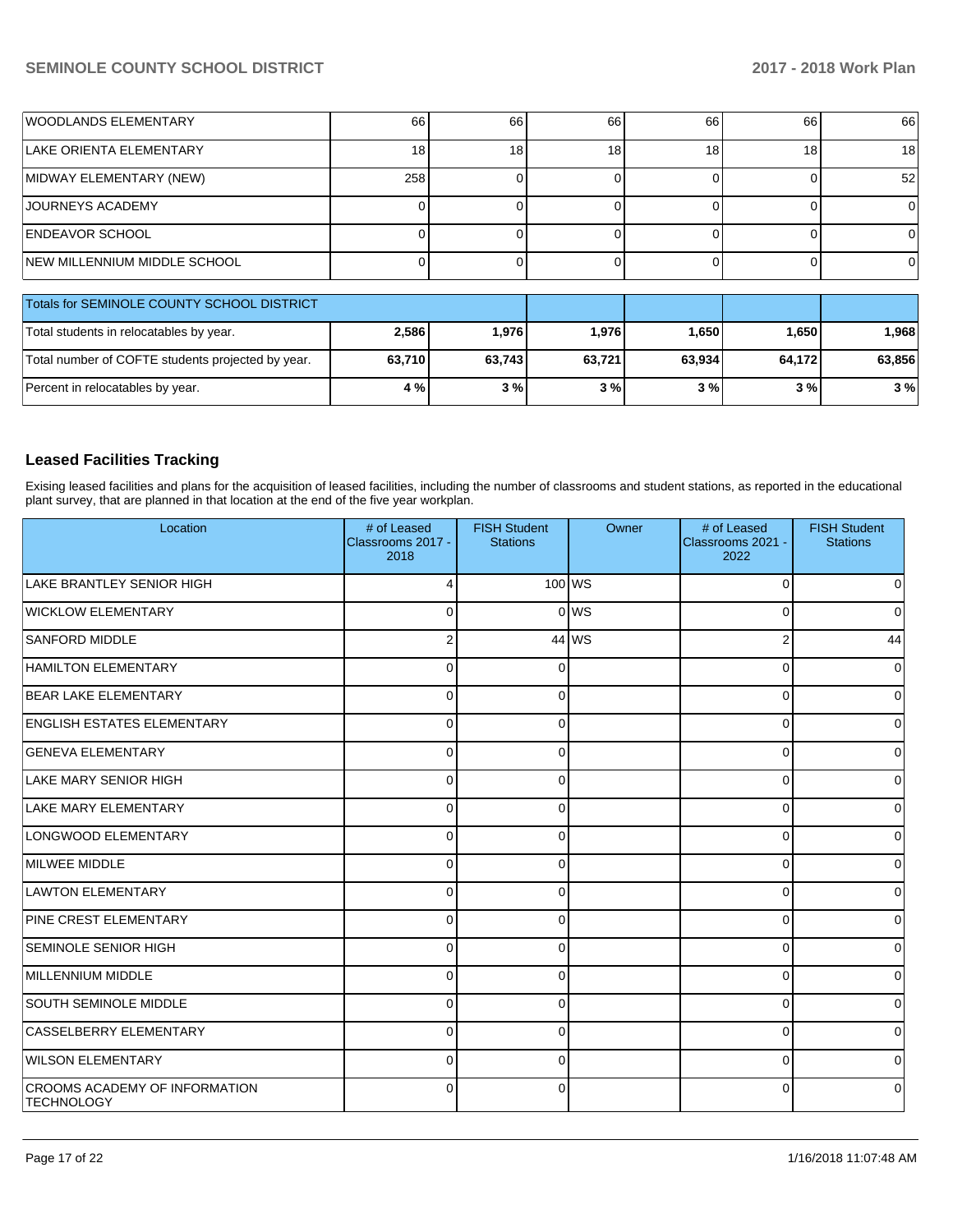| | | | | | | |
|---|---|---|---|---|---|---|
| WOODLANDS ELEMENTARY | 66 | 66 | 66 | 66 | 66 | 66 |
| LAKE ORIENTA ELEMENTARY | 18 | 18 | 18 | 18 | 18 | 18 |
| MIDWAY ELEMENTARY (NEW) | 258 | 0 | 0 | 0 | 0 | 52 |
| JOURNEYS ACADEMY | 0 | 0 | 0 | 0 | 0 | 0 |
| ENDEAVOR SCHOOL | 0 | 0 | 0 | 0 | 0 | 0 |
| NEW MILLENNIUM MIDDLE SCHOOL | 0 | 0 | 0 | 0 | 0 | 0 |

| Totals for SEMINOLE COUNTY SCHOOL DISTRICT | | | | | | |
|---|---|---|---|---|---|---|
| Total students in relocatables by year. | **2,586** | **1,976** | **1,976** | **1,650** | **1,650** | **1,968** |
| Total number of COFTE students projected by year. | **63,710** | **63,743** | **63,721** | **63,934** | **64,172** | **63,856** |
| Percent in relocatables by year. | **4 %** | **3 %** | **3 %** | **3 %** | **3 %** | **3 %** |

## Leased Facilities Tracking

Exising leased facilities and plans for the acquisition of leased facilities, including the number of classrooms and student stations, as reported in the educational plant survey, that are planned in that location at the end of the five year workplan.

| Location | # of Leased Classrooms 2017 - 2018 | FISH Student Stations | Owner | # of Leased Classrooms 2021 - 2022 | FISH Student Stations |
|---|---|---|---|---|---|
| LAKE BRANTLEY SENIOR HIGH | 4 | 100 | WS | 0 | 0 |
| WICKLOW ELEMENTARY | 0 | 0 | WS | 0 | 0 |
| SANFORD MIDDLE | 2 | 44 | WS | 2 | 44 |
| HAMILTON ELEMENTARY | 0 | 0 | | 0 | 0 |
| BEAR LAKE ELEMENTARY | 0 | 0 | | 0 | 0 |
| ENGLISH ESTATES ELEMENTARY | 0 | 0 | | 0 | 0 |
| GENEVA ELEMENTARY | 0 | 0 | | 0 | 0 |
| LAKE MARY SENIOR HIGH | 0 | 0 | | 0 | 0 |
| LAKE MARY ELEMENTARY | 0 | 0 | | 0 | 0 |
| LONGWOOD ELEMENTARY | 0 | 0 | | 0 | 0 |
| MILWEE MIDDLE | 0 | 0 | | 0 | 0 |
| LAWTON ELEMENTARY | 0 | 0 | | 0 | 0 |
| PINE CREST ELEMENTARY | 0 | 0 | | 0 | 0 |
| SEMINOLE SENIOR HIGH | 0 | 0 | | 0 | 0 |
| MILLENNIUM MIDDLE | 0 | 0 | | 0 | 0 |
| SOUTH SEMINOLE MIDDLE | 0 | 0 | | 0 | 0 |
| CASSELBERRY ELEMENTARY | 0 | 0 | | 0 | 0 |
| WILSON ELEMENTARY | 0 | 0 | | 0 | 0 |
| CROOMS ACADEMY OF INFORMATION TECHNOLOGY | 0 | 0 | | 0 | 0 |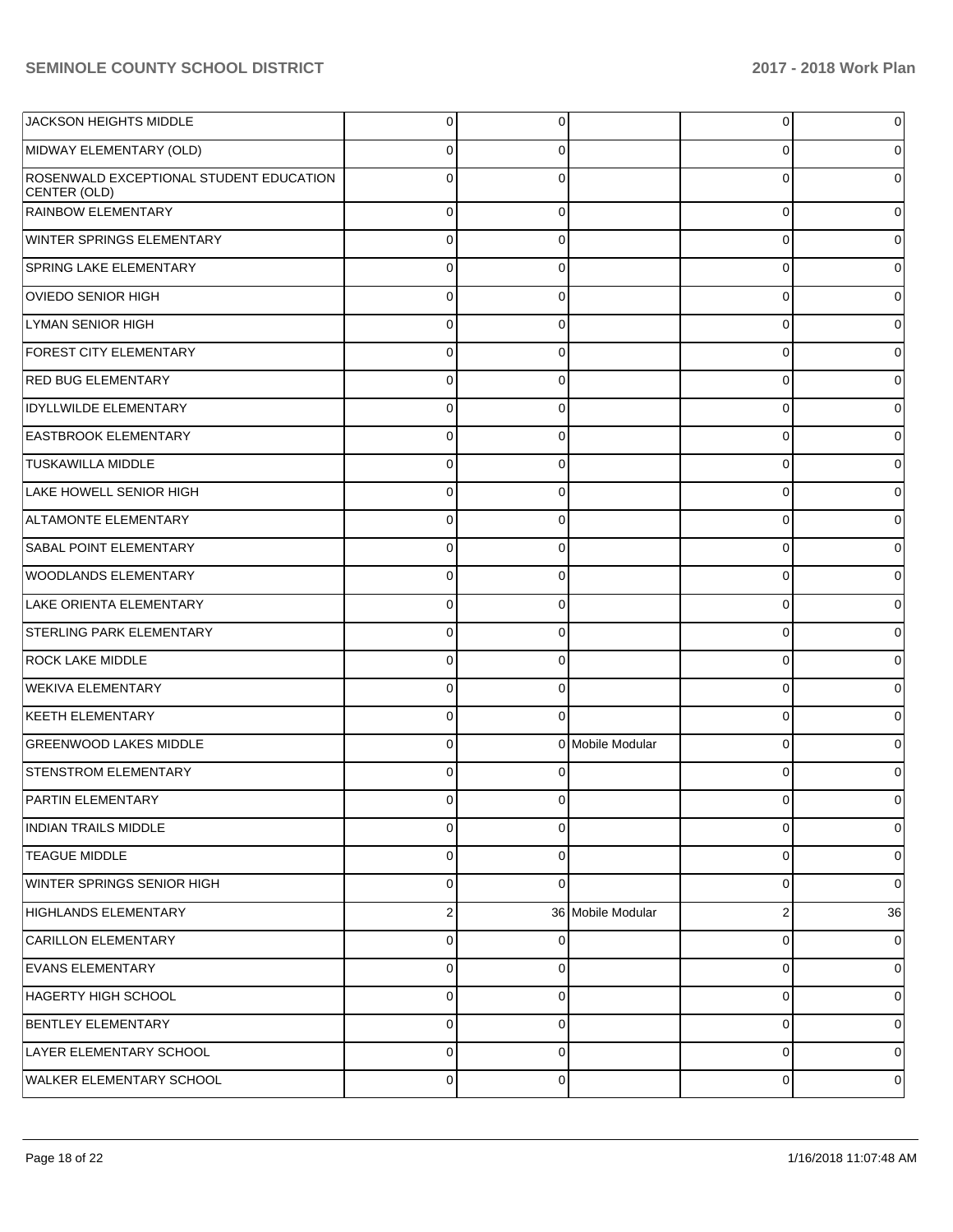| | | | | | |
|---|---|---|---|---|---|
| JACKSON HEIGHTS MIDDLE | 0 | 0 | | 0 | 0 |
| MIDWAY ELEMENTARY (OLD) | 0 | 0 | | 0 | 0 |
| ROSENWALD EXCEPTIONAL STUDENT EDUCATION CENTER (OLD) | 0 | 0 | | 0 | 0 |
| RAINBOW ELEMENTARY | 0 | 0 | | 0 | 0 |
| WINTER SPRINGS ELEMENTARY | 0 | 0 | | 0 | 0 |
| SPRING LAKE ELEMENTARY | 0 | 0 | | 0 | 0 |
| OVIEDO SENIOR HIGH | 0 | 0 | | 0 | 0 |
| LYMAN SENIOR HIGH | 0 | 0 | | 0 | 0 |
| FOREST CITY ELEMENTARY | 0 | 0 | | 0 | 0 |
| RED BUG ELEMENTARY | 0 | 0 | | 0 | 0 |
| IDYLLWILDE ELEMENTARY | 0 | 0 | | 0 | 0 |
| EASTBROOK ELEMENTARY | 0 | 0 | | 0 | 0 |
| TUSKAWILLA MIDDLE | 0 | 0 | | 0 | 0 |
| LAKE HOWELL SENIOR HIGH | 0 | 0 | | 0 | 0 |
| ALTAMONTE ELEMENTARY | 0 | 0 | | 0 | 0 |
| SABAL POINT ELEMENTARY | 0 | 0 | | 0 | 0 |
| WOODLANDS ELEMENTARY | 0 | 0 | | 0 | 0 |
| LAKE ORIENTA ELEMENTARY | 0 | 0 | | 0 | 0 |
| STERLING PARK ELEMENTARY | 0 | 0 | | 0 | 0 |
| ROCK LAKE MIDDLE | 0 | 0 | | 0 | 0 |
| WEKIVA ELEMENTARY | 0 | 0 | | 0 | 0 |
| KEETH ELEMENTARY | 0 | 0 | | 0 | 0 |
| GREENWOOD LAKES MIDDLE | 0 | 0 | Mobile Modular | 0 | 0 |
| STENSTROM ELEMENTARY | 0 | 0 | | 0 | 0 |
| PARTIN ELEMENTARY | 0 | 0 | | 0 | 0 |
| INDIAN TRAILS MIDDLE | 0 | 0 | | 0 | 0 |
| TEAGUE MIDDLE | 0 | 0 | | 0 | 0 |
| WINTER SPRINGS SENIOR HIGH | 0 | 0 | | 0 | 0 |
| HIGHLANDS ELEMENTARY | 2 | 36 | Mobile Modular | 2 | 36 |
| CARILLON ELEMENTARY | 0 | 0 | | 0 | 0 |
| EVANS ELEMENTARY | 0 | 0 | | 0 | 0 |
| HAGERTY HIGH SCHOOL | 0 | 0 | | 0 | 0 |
| BENTLEY ELEMENTARY | 0 | 0 | | 0 | 0 |
| LAYER ELEMENTARY SCHOOL | 0 | 0 | | 0 | 0 |
| WALKER ELEMENTARY SCHOOL | 0 | 0 | | 0 | 0 |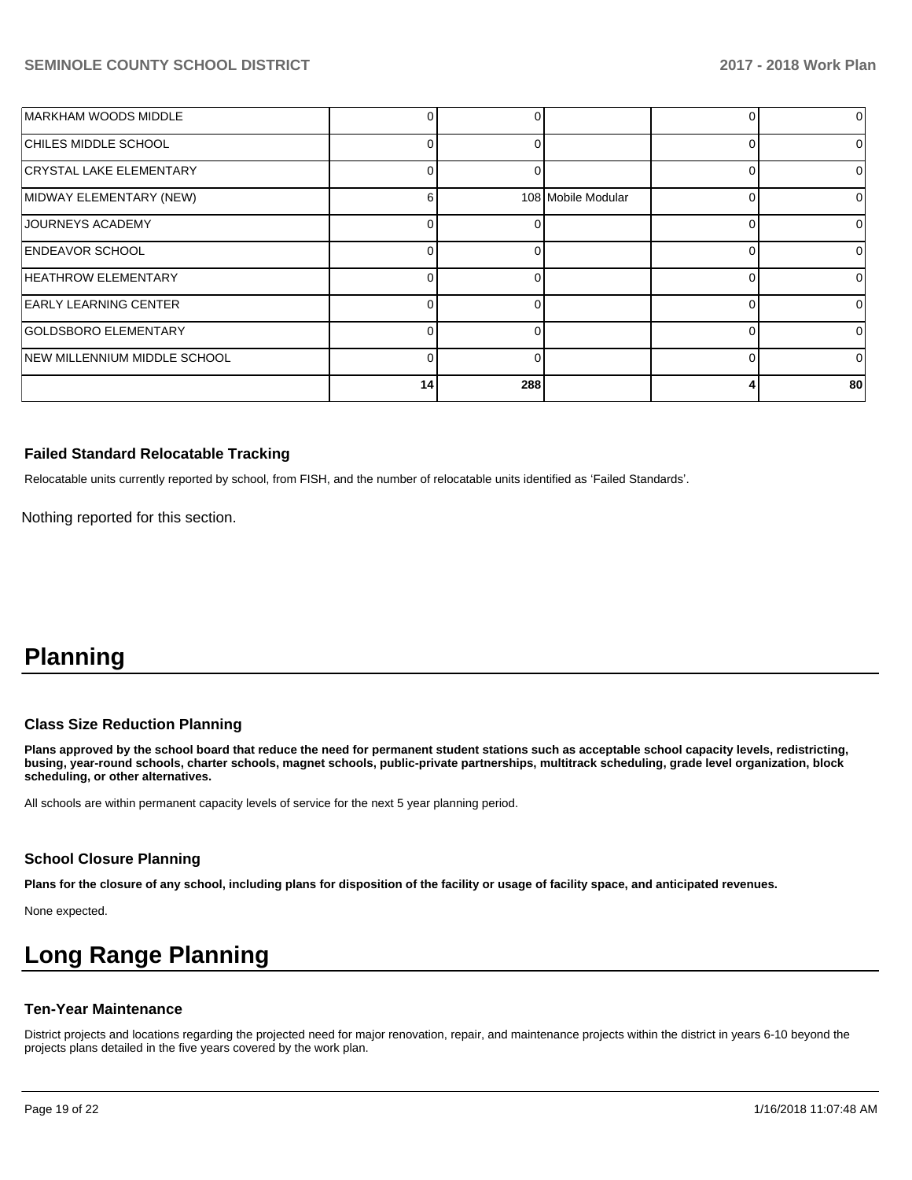| | | | | | |
|---|---|---|---|---|---|
| MARKHAM WOODS MIDDLE | 0 | 0 | | 0 | 0 |
| CHILES MIDDLE SCHOOL | 0 | 0 | | 0 | 0 |
| CRYSTAL LAKE ELEMENTARY | 0 | 0 | | 0 | 0 |
| MIDWAY ELEMENTARY (NEW) | 6 | 108 | Mobile Modular | 0 | 0 |
| JOURNEYS ACADEMY | 0 | 0 | | 0 | 0 |
| ENDEAVOR SCHOOL | 0 | 0 | | 0 | 0 |
| HEATHROW ELEMENTARY | 0 | 0 | | 0 | 0 |
| EARLY LEARNING CENTER | 0 | 0 | | 0 | 0 |
| GOLDSBORO ELEMENTARY | 0 | 0 | | 0 | 0 |
| NEW MILLENNIUM MIDDLE SCHOOL | 0 | 0 | | 0 | 0 |
| | **14** | **288** | | **4** | **80** |

### Failed Standard Relocatable Tracking

Relocatable units currently reported by school, from FISH, and the number of relocatable units identified as 'Failed Standards'.

Nothing reported for this section.

# Planning

### Class Size Reduction Planning

**Plans approved by the school board that reduce the need for permanent student stations such as acceptable school capacity levels, redistricting, busing, year-round schools, charter schools, magnet schools, public-private partnerships, multitrack scheduling, grade level organization, block scheduling, or other alternatives.**

All schools are within permanent capacity levels of service for the next 5 year planning period.

### School Closure Planning

**Plans for the closure of any school, including plans for disposition of the facility or usage of facility space, and anticipated revenues.**

None expected.

# Long Range Planning

### Ten-Year Maintenance

District projects and locations regarding the projected need for major renovation, repair, and maintenance projects within the district in years 6-10 beyond the projects plans detailed in the five years covered by the work plan.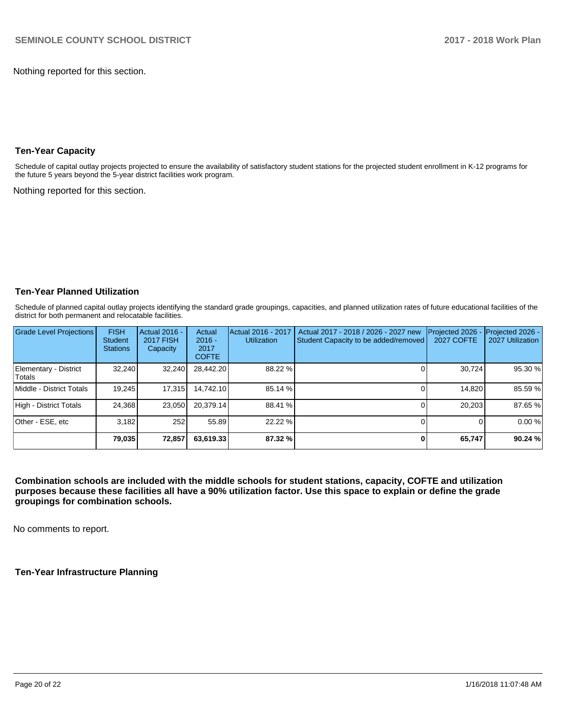Nothing reported for this section.

### Ten-Year Capacity

Schedule of capital outlay projects projected to ensure the availability of satisfactory student stations for the projected student enrollment in K-12 programs for the future 5 years beyond the 5-year district facilities work program.

Nothing reported for this section.

### Ten-Year Planned Utilization

Schedule of planned capital outlay projects identifying the standard grade groupings, capacities, and planned utilization rates of future educational facilities of the district for both permanent and relocatable facilities.

| Grade Level Projections | FISH Student Stations | Actual 2016 - 2017 FISH Capacity | Actual 2016 - 2017 COFTE | Actual 2016 - 2017 Utilization | Actual 2017 - 2018 / 2026 - 2027 new Student Capacity to be added/removed | Projected 2026 - 2027 COFTE | Projected 2026 - 2027 Utilization |
|---|---|---|---|---|---|---|---|
| Elementary - District Totals | 32,240 | 32,240 | 28,442.20 | 88.22 % | 0 | 30,724 | 95.30 % |
| Middle - District Totals | 19,245 | 17,315 | 14,742.10 | 85.14 % | 0 | 14,820 | 85.59 % |
| High - District Totals | 24,368 | 23,050 | 20,379.14 | 88.41 % | 0 | 20,203 | 87.65 % |
| Other - ESE, etc | 3,182 | 252 | 55.89 | 22.22 % | 0 | 0 | 0.00 % |
| | **79,035** | **72,857** | **63,619.33** | **87.32 %** | **0** | **65,747** | **90.24 %** |

**Combination schools are included with the middle schools for student stations, capacity, COFTE and utilization purposes because these facilities all have a 90% utilization factor. Use this space to explain or define the grade groupings for combination schools.**

No comments to report.

### Ten-Year Infrastructure Planning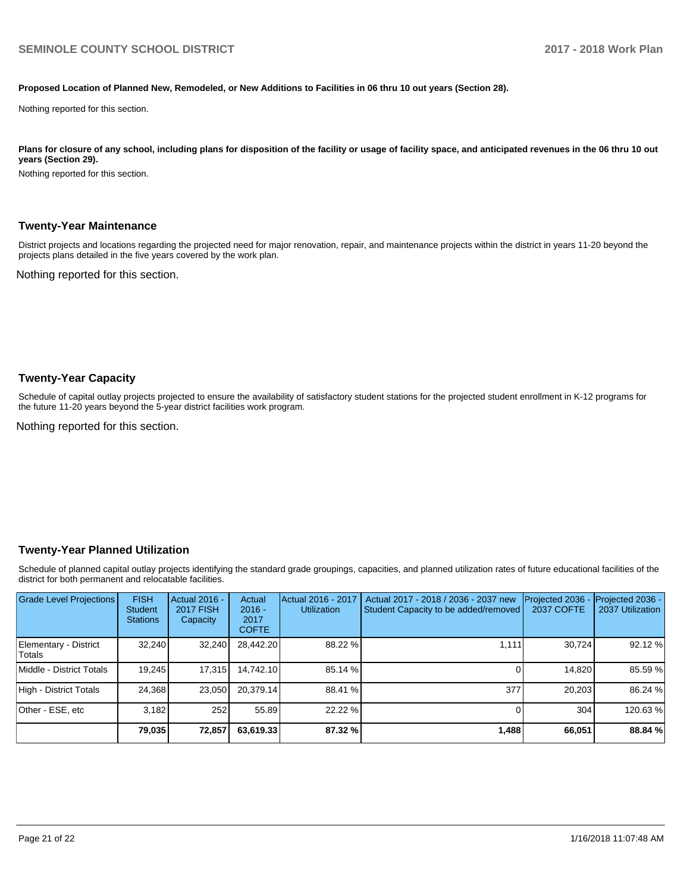**Proposed Location of Planned New, Remodeled, or New Additions to Facilities in 06 thru 10 out years (Section 28).**

Nothing reported for this section.

**Plans for closure of any school, including plans for disposition of the facility or usage of facility space, and anticipated revenues in the 06 thru 10 out years (Section 29).**

Nothing reported for this section.

## Twenty-Year Maintenance

District projects and locations regarding the projected need for major renovation, repair, and maintenance projects within the district in years 11-20 beyond the projects plans detailed in the five years covered by the work plan.

Nothing reported for this section.

## Twenty-Year Capacity

Schedule of capital outlay projects projected to ensure the availability of satisfactory student stations for the projected student enrollment in K-12 programs for the future 11-20 years beyond the 5-year district facilities work program.

Nothing reported for this section.

## Twenty-Year Planned Utilization

Schedule of planned capital outlay projects identifying the standard grade groupings, capacities, and planned utilization rates of future educational facilities of the district for both permanent and relocatable facilities.

| Grade Level Projections | FISH Student Stations | Actual 2016 - 2017 FISH Capacity | Actual 2016 - 2017 COFTE | Actual 2016 - 2017 Utilization | Actual 2017 - 2018 / 2036 - 2037 new Student Capacity to be added/removed | Projected 2036 - 2037 COFTE | Projected 2036 - 2037 Utilization |
|---|---|---|---|---|---|---|---|
| Elementary - District Totals | 32,240 | 32,240 | 28,442.20 | 88.22 % | 1,111 | 30,724 | 92.12 % |
| Middle - District Totals | 19,245 | 17,315 | 14,742.10 | 85.14 % | 0 | 14,820 | 85.59 % |
| High - District Totals | 24,368 | 23,050 | 20,379.14 | 88.41 % | 377 | 20,203 | 86.24 % |
| Other - ESE, etc | 3,182 | 252 | 55.89 | 22.22 % | 0 | 304 | 120.63 % |
| | **79,035** | **72,857** | **63,619.33** | **87.32 %** | **1,488** | **66,051** | **88.84 %** |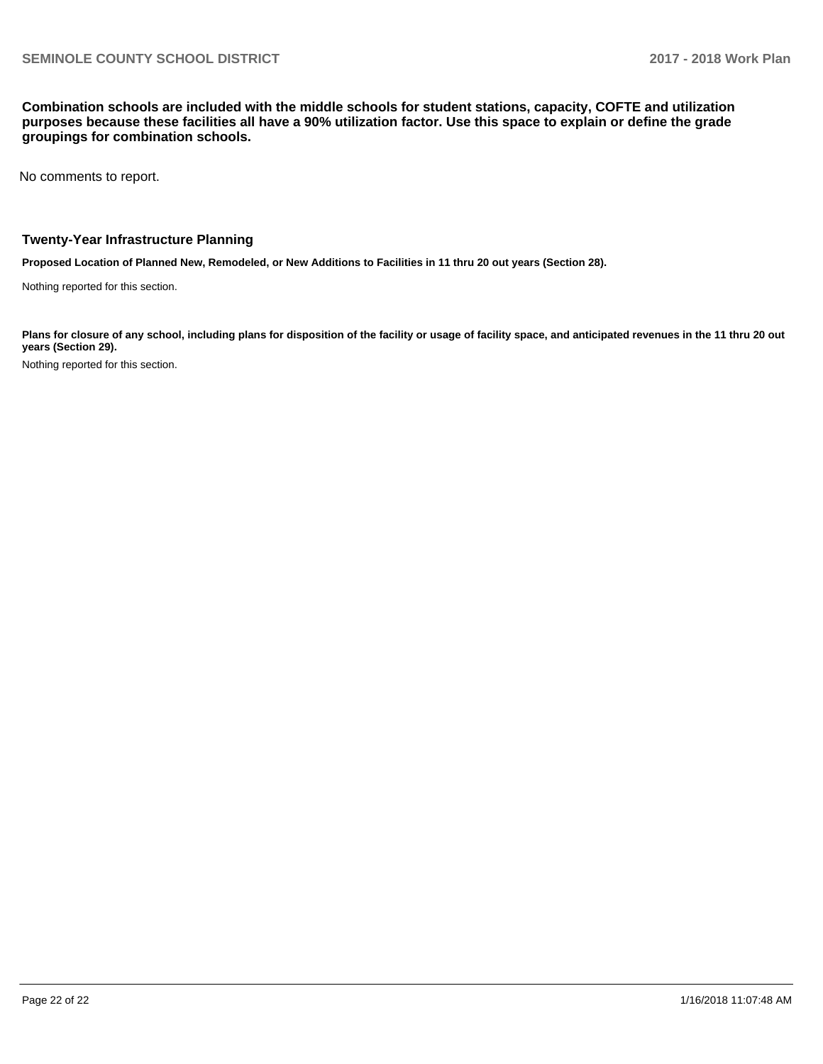**Combination schools are included with the middle schools for student stations, capacity, COFTE and utilization purposes because these facilities all have a 90% utilization factor. Use this space to explain or define the grade groupings for combination schools.**

No comments to report.

### Twenty-Year Infrastructure Planning

**Proposed Location of Planned New, Remodeled, or New Additions to Facilities in 11 thru 20 out years (Section 28).**

Nothing reported for this section.

**Plans for closure of any school, including plans for disposition of the facility or usage of facility space, and anticipated revenues in the 11 thru 20 out years (Section 29).**

Nothing reported for this section.